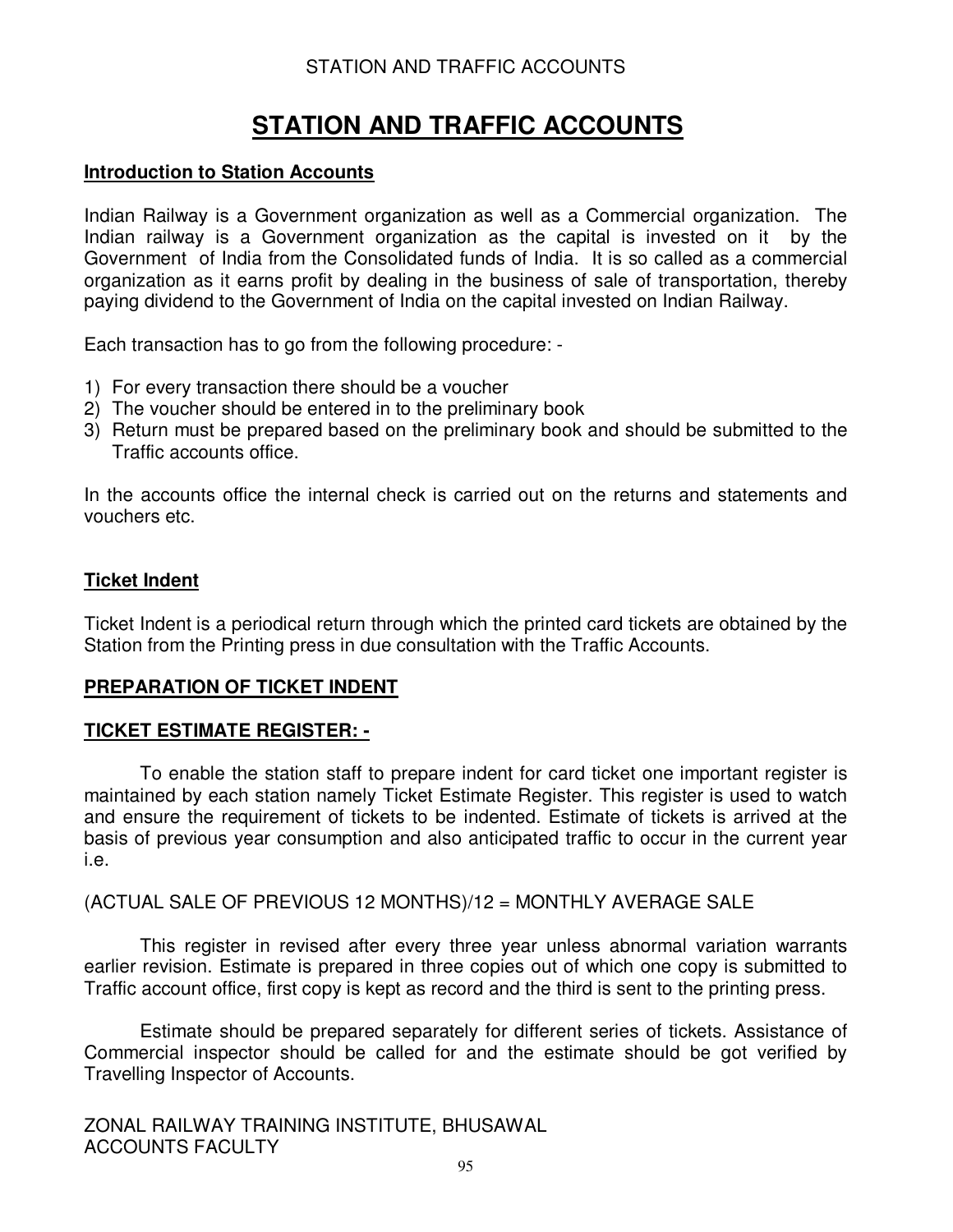# STATION AND TRAFFIC ACCOUNTS

## Introduction to Station Accounts

Indian Railway is a Government organization as well as a Commercial organization. The Indian railway is a Government organization as the capital is invested on it by the Government of India from the Consolidated funds of India. It is so called as a commercial organization as it earns profit by dealing in the business of sale of transportation, thereby paying dividend to the Government of India on the capital invested on Indian Railway.

Each transaction has to go from the following procedure: -

1) For every transaction there should be a voucher
2) The voucher should be entered in to the preliminary book
3) Return must be prepared based on the preliminary book and should be submitted to the Traffic accounts office.

In the accounts office the internal check is carried out on the returns and statements and vouchers etc.

## Ticket Indent

Ticket Indent is a periodical return through which the printed card tickets are obtained by the Station from the Printing press in due consultation with the Traffic Accounts.

## PREPARATION OF TICKET INDENT

## TICKET ESTIMATE REGISTER: -

To enable the station staff to prepare indent for card ticket one important register is maintained by each station namely Ticket Estimate Register. This register is used to watch and ensure the requirement of tickets to be indented. Estimate of tickets is arrived at the basis of previous year consumption and also anticipated traffic to occur in the current year i.e.

(ACTUAL SALE OF PREVIOUS 12 MONTHS)/12 = MONTHLY AVERAGE SALE

This register in revised after every three year unless abnormal variation warrants earlier revision. Estimate is prepared in three copies out of which one copy is submitted to Traffic account office, first copy is kept as record and the third is sent to the printing press.

Estimate should be prepared separately for different series of tickets. Assistance of Commercial inspector should be called for and the estimate should be got verified by Travelling Inspector of Accounts.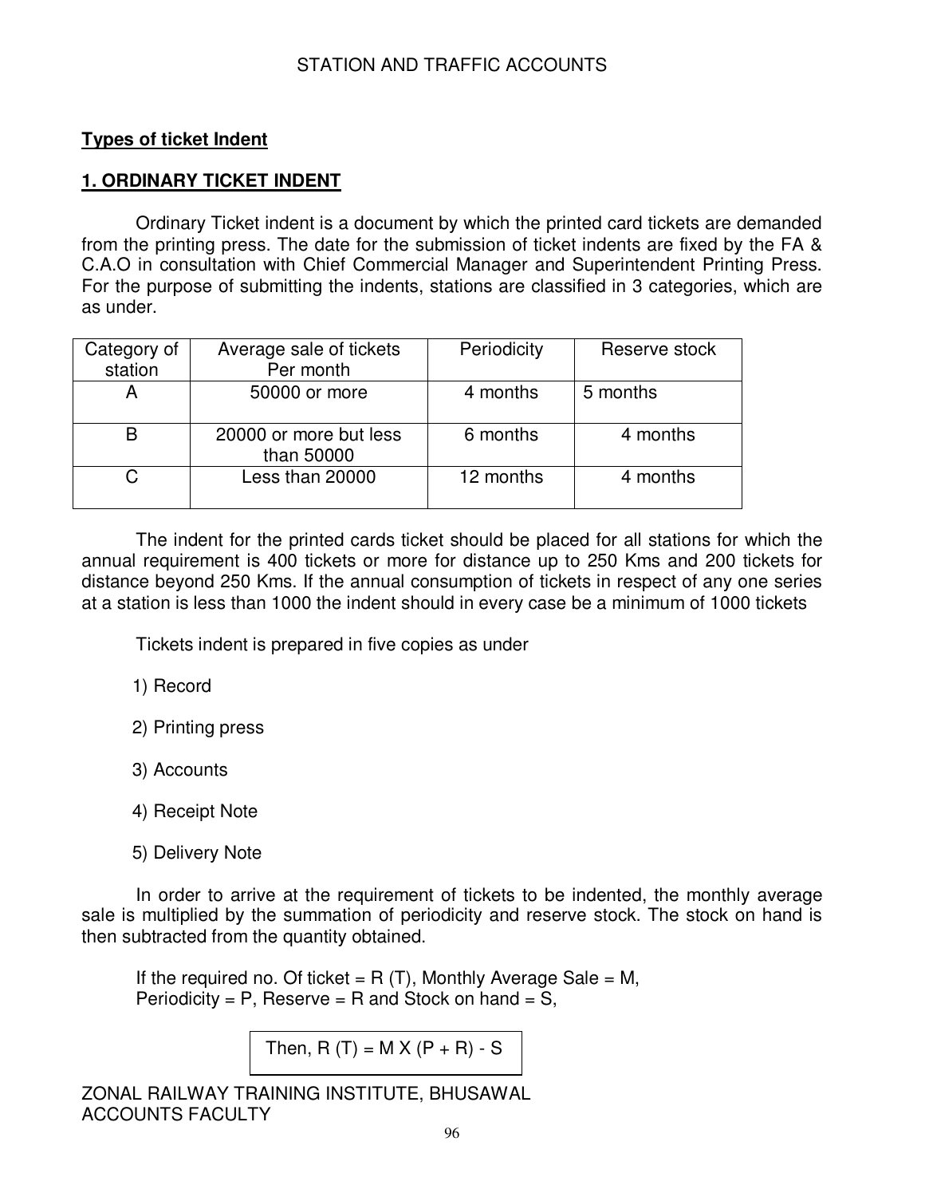## Types of ticket Indent

### 1. ORDINARY TICKET INDENT

Ordinary Ticket indent is a document by which the printed card tickets are demanded from the printing press. The date for the submission of ticket indents are fixed by the FA & C.A.O in consultation with Chief Commercial Manager and Superintendent Printing Press. For the purpose of submitting the indents, stations are classified in 3 categories, which are as under.

| Category of station | Average sale of tickets Per month | Periodicity | Reserve stock |
|---|---|---|---|
| A | 50000 or more | 4 months | 5 months |
| B | 20000 or more but less than 50000 | 6 months | 4 months |
| C | Less than 20000 | 12 months | 4 months |

The indent for the printed cards ticket should be placed for all stations for which the annual requirement is 400 tickets or more for distance up to 250 Kms and 200 tickets for distance beyond 250 Kms. If the annual consumption of tickets in respect of any one series at a station is less than 1000 the indent should in every case be a minimum of 1000 tickets

Tickets indent is prepared in five copies as under

1) Record
2) Printing press
3) Accounts
4) Receipt Note
5) Delivery Note

In order to arrive at the requirement of tickets to be indented, the monthly average sale is multiplied by the summation of periodicity and reserve stock. The stock on hand is then subtracted from the quantity obtained.

If the required no. Of ticket = R (T), Monthly Average Sale = M, Periodicity = P, Reserve = R and Stock on hand = S,

$$\text{Then, } R(T) = M \times (P + R) - S$$

ZONAL RAILWAY TRAINING INSTITUTE, BHUSAWAL
ACCOUNTS FACULTY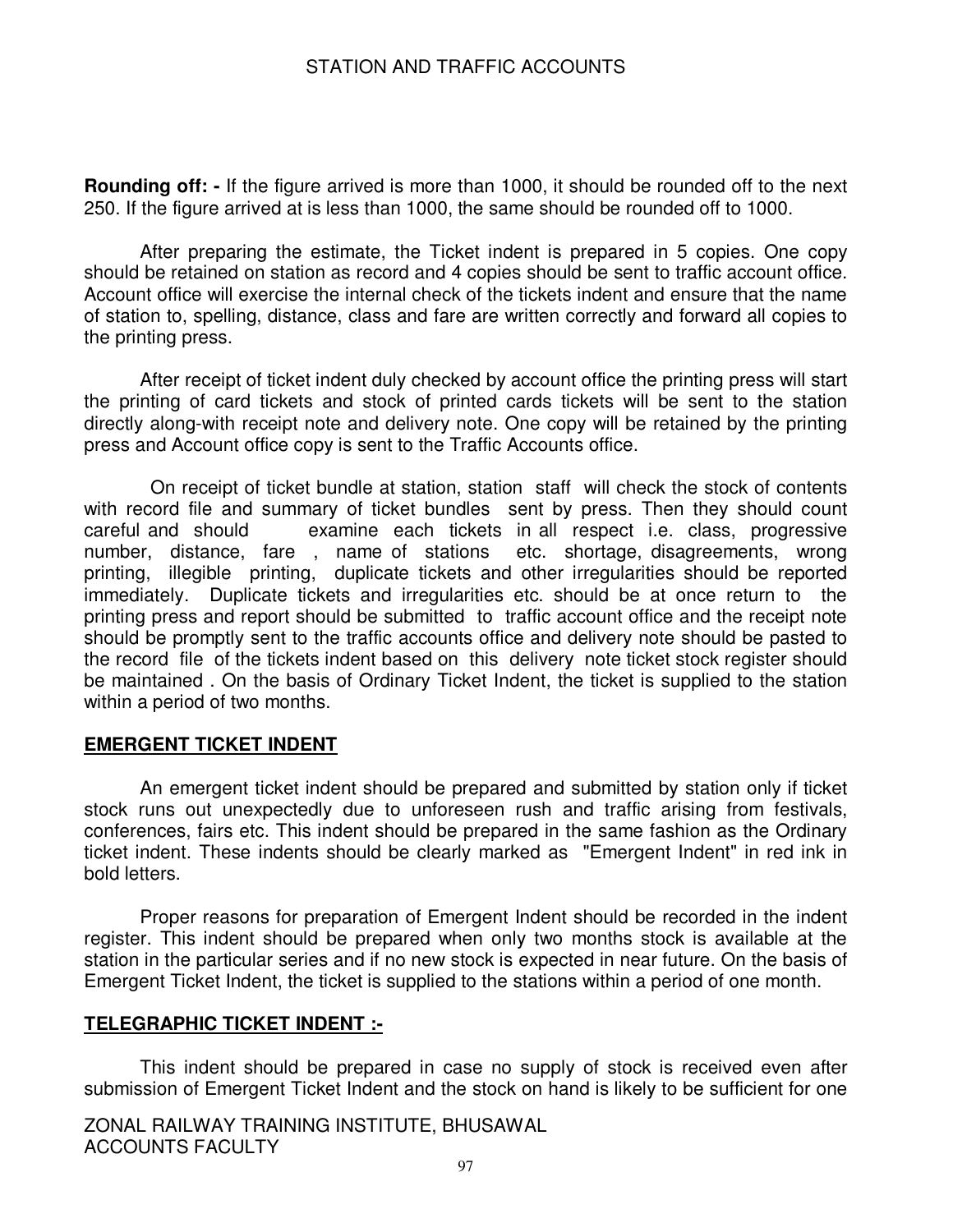**Rounding off: -** If the figure arrived is more than 1000, it should be rounded off to the next 250. If the figure arrived at is less than 1000, the same should be rounded off to 1000.

After preparing the estimate, the Ticket indent is prepared in 5 copies. One copy should be retained on station as record and 4 copies should be sent to traffic account office. Account office will exercise the internal check of the tickets indent and ensure that the name of station to, spelling, distance, class and fare are written correctly and forward all copies to the printing press.

After receipt of ticket indent duly checked by account office the printing press will start the printing of card tickets and stock of printed cards tickets will be sent to the station directly along-with receipt note and delivery note. One copy will be retained by the printing press and Account office copy is sent to the Traffic Accounts office.

On receipt of ticket bundle at station, station staff will check the stock of contents with record file and summary of ticket bundles sent by press. Then they should count careful and should examine each tickets in all respect i.e. class, progressive number, distance, fare , name of stations etc. shortage, disagreements, wrong printing, illegible printing, duplicate tickets and other irregularities should be reported immediately. Duplicate tickets and irregularities etc. should be at once return to the printing press and report should be submitted to traffic account office and the receipt note should be promptly sent to the traffic accounts office and delivery note should be pasted to the record file of the tickets indent based on this delivery note ticket stock register should be maintained . On the basis of Ordinary Ticket Indent, the ticket is supplied to the station within a period of two months.

## EMERGENT TICKET INDENT

An emergent ticket indent should be prepared and submitted by station only if ticket stock runs out unexpectedly due to unforeseen rush and traffic arising from festivals, conferences, fairs etc. This indent should be prepared in the same fashion as the Ordinary ticket indent. These indents should be clearly marked as "Emergent Indent" in red ink in bold letters.

Proper reasons for preparation of Emergent Indent should be recorded in the indent register. This indent should be prepared when only two months stock is available at the station in the particular series and if no new stock is expected in near future. On the basis of Emergent Ticket Indent, the ticket is supplied to the stations within a period of one month.

## TELEGRAPHIC TICKET INDENT :-

This indent should be prepared in case no supply of stock is received even after submission of Emergent Ticket Indent and the stock on hand is likely to be sufficient for one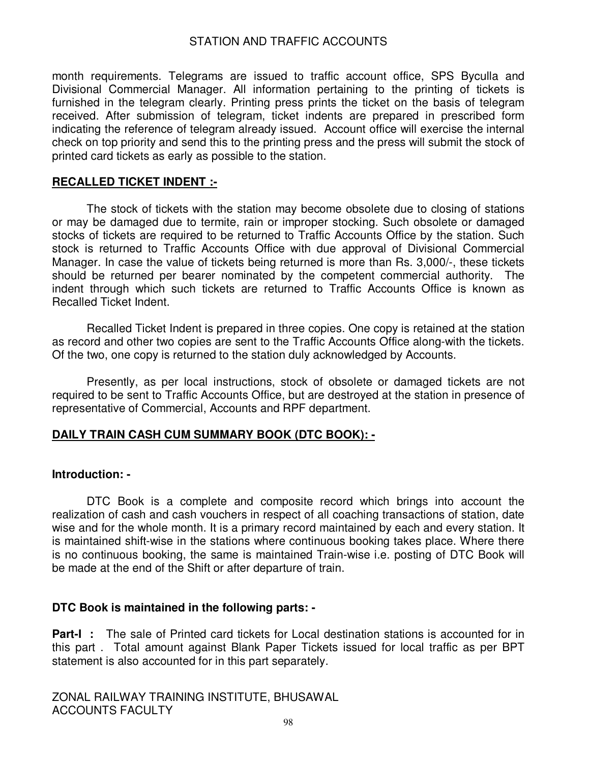month requirements. Telegrams are issued to traffic account office, SPS Byculla and Divisional Commercial Manager. All information pertaining to the printing of tickets is furnished in the telegram clearly. Printing press prints the ticket on the basis of telegram received. After submission of telegram, ticket indents are prepared in prescribed form indicating the reference of telegram already issued. Account office will exercise the internal check on top priority and send this to the printing press and the press will submit the stock of printed card tickets as early as possible to the station.

## RECALLED TICKET INDENT :-

The stock of tickets with the station may become obsolete due to closing of stations or may be damaged due to termite, rain or improper stocking. Such obsolete or damaged stocks of tickets are required to be returned to Traffic Accounts Office by the station. Such stock is returned to Traffic Accounts Office with due approval of Divisional Commercial Manager. In case the value of tickets being returned is more than Rs. 3,000/-, these tickets should be returned per bearer nominated by the competent commercial authority. The indent through which such tickets are returned to Traffic Accounts Office is known as Recalled Ticket Indent.

Recalled Ticket Indent is prepared in three copies. One copy is retained at the station as record and other two copies are sent to the Traffic Accounts Office along-with the tickets. Of the two, one copy is returned to the station duly acknowledged by Accounts.

Presently, as per local instructions, stock of obsolete or damaged tickets are not required to be sent to Traffic Accounts Office, but are destroyed at the station in presence of representative of Commercial, Accounts and RPF department.

## DAILY TRAIN CASH CUM SUMMARY BOOK (DTC BOOK): -

### Introduction: -

DTC Book is a complete and composite record which brings into account the realization of cash and cash vouchers in respect of all coaching transactions of station, date wise and for the whole month. It is a primary record maintained by each and every station. It is maintained shift-wise in the stations where continuous booking takes place. Where there is no continuous booking, the same is maintained Train-wise i.e. posting of DTC Book will be made at the end of the Shift or after departure of train.

### DTC Book is maintained in the following parts: -

**Part-I :** The sale of Printed card tickets for Local destination stations is accounted for in this part . Total amount against Blank Paper Tickets issued for local traffic as per BPT statement is also accounted for in this part separately.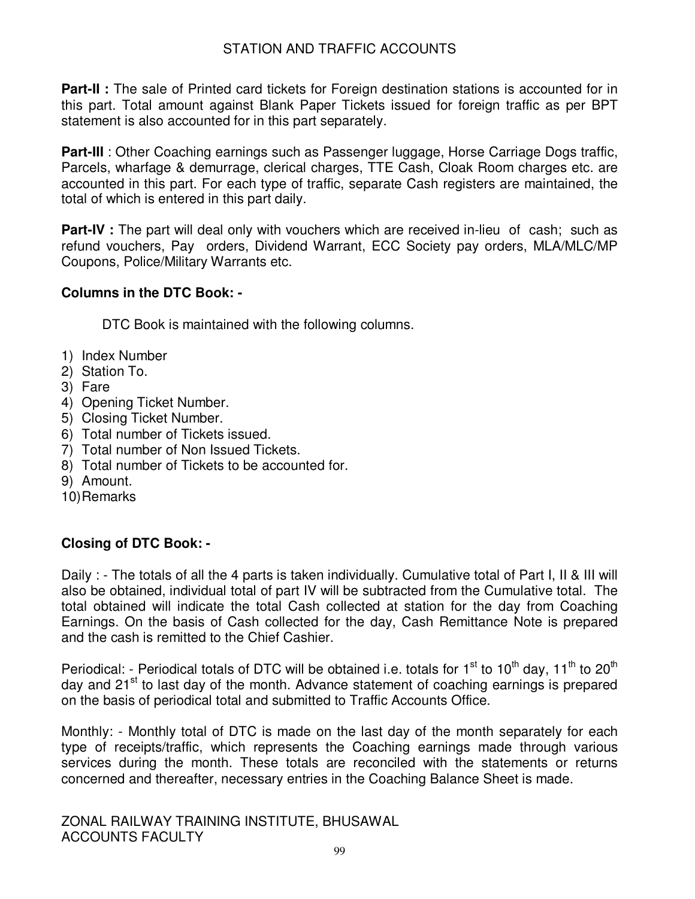**Part-II :** The sale of Printed card tickets for Foreign destination stations is accounted for in this part. Total amount against Blank Paper Tickets issued for foreign traffic as per BPT statement is also accounted for in this part separately.

**Part-III** : Other Coaching earnings such as Passenger luggage, Horse Carriage Dogs traffic, Parcels, wharfage & demurrage, clerical charges, TTE Cash, Cloak Room charges etc. are accounted in this part. For each type of traffic, separate Cash registers are maintained, the total of which is entered in this part daily.

**Part-IV :** The part will deal only with vouchers which are received in-lieu of cash; such as refund vouchers, Pay orders, Dividend Warrant, ECC Society pay orders, MLA/MLC/MP Coupons, Police/Military Warrants etc.

**Columns in the DTC Book: -**

DTC Book is maintained with the following columns.

1) Index Number
2) Station To.
3) Fare
4) Opening Ticket Number.
5) Closing Ticket Number.
6) Total number of Tickets issued.
7) Total number of Non Issued Tickets.
8) Total number of Tickets to be accounted for.
9) Amount.
10) Remarks

**Closing of DTC Book: -**

Daily : - The totals of all the 4 parts is taken individually. Cumulative total of Part I, II & III will also be obtained, individual total of part IV will be subtracted from the Cumulative total. The total obtained will indicate the total Cash collected at station for the day from Coaching Earnings. On the basis of Cash collected for the day, Cash Remittance Note is prepared and the cash is remitted to the Chief Cashier.

Periodical: - Periodical totals of DTC will be obtained i.e. totals for 1st to 10th day, 11th to 20th day and 21st to last day of the month. Advance statement of coaching earnings is prepared on the basis of periodical total and submitted to Traffic Accounts Office.

Monthly: - Monthly total of DTC is made on the last day of the month separately for each type of receipts/traffic, which represents the Coaching earnings made through various services during the month. These totals are reconciled with the statements or returns concerned and thereafter, necessary entries in the Coaching Balance Sheet is made.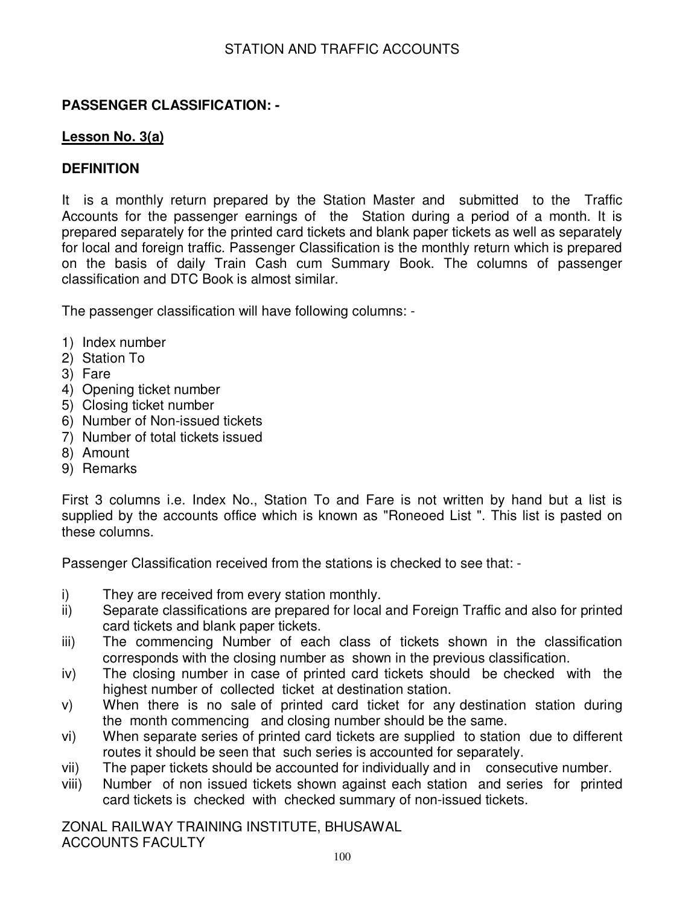**PASSENGER CLASSIFICATION: -**

**Lesson No. 3(a)**

**DEFINITION**

It is a monthly return prepared by the Station Master and submitted to the Traffic Accounts for the passenger earnings of the Station during a period of a month. It is prepared separately for the printed card tickets and blank paper tickets as well as separately for local and foreign traffic. Passenger Classification is the monthly return which is prepared on the basis of daily Train Cash cum Summary Book. The columns of passenger classification and DTC Book is almost similar.

The passenger classification will have following columns: -

1) Index number
2) Station To
3) Fare
4) Opening ticket number
5) Closing ticket number
6) Number of Non-issued tickets
7) Number of total tickets issued
8) Amount
9) Remarks

First 3 columns i.e. Index No., Station To and Fare is not written by hand but a list is supplied by the accounts office which is known as "Roneoed List ". This list is pasted on these columns.

Passenger Classification received from the stations is checked to see that: -

i) They are received from every station monthly.
ii) Separate classifications are prepared for local and Foreign Traffic and also for printed card tickets and blank paper tickets.
iii) The commencing Number of each class of tickets shown in the classification corresponds with the closing number as shown in the previous classification.
iv) The closing number in case of printed card tickets should be checked with the highest number of collected ticket at destination station.
v) When there is no sale of printed card ticket for any destination station during the month commencing and closing number should be the same.
vi) When separate series of printed card tickets are supplied to station due to different routes it should be seen that such series is accounted for separately.
vii) The paper tickets should be accounted for individually and in consecutive number.
viii) Number of non issued tickets shown against each station and series for printed card tickets is checked with checked summary of non-issued tickets.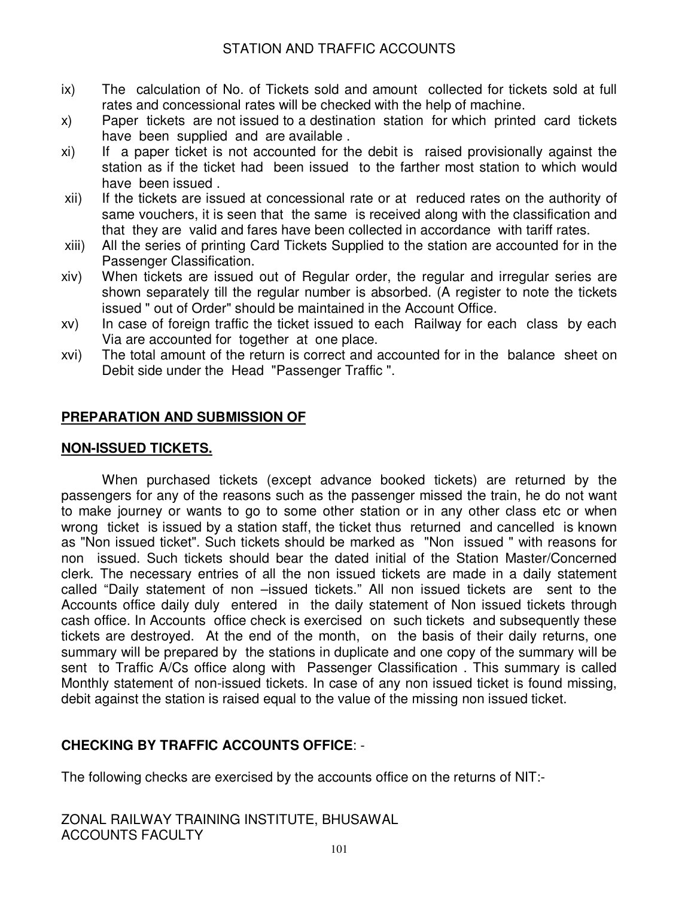ix) The calculation of No. of Tickets sold and amount collected for tickets sold at full rates and concessional rates will be checked with the help of machine.

x) Paper tickets are not issued to a destination station for which printed card tickets have been supplied and are available .

xi) If a paper ticket is not accounted for the debit is raised provisionally against the station as if the ticket had been issued to the farther most station to which would have been issued .

xii) If the tickets are issued at concessional rate or at reduced rates on the authority of same vouchers, it is seen that the same is received along with the classification and that they are valid and fares have been collected in accordance with tariff rates.

xiii) All the series of printing Card Tickets Supplied to the station are accounted for in the Passenger Classification.

xiv) When tickets are issued out of Regular order, the regular and irregular series are shown separately till the regular number is absorbed. (A register to note the tickets issued " out of Order" should be maintained in the Account Office.

xv) In case of foreign traffic the ticket issued to each Railway for each class by each Via are accounted for together at one place.

xvi) The total amount of the return is correct and accounted for in the balance sheet on Debit side under the Head "Passenger Traffic ".

## PREPARATION AND SUBMISSION OF

## NON-ISSUED TICKETS.

When purchased tickets (except advance booked tickets) are returned by the passengers for any of the reasons such as the passenger missed the train, he do not want to make journey or wants to go to some other station or in any other class etc or when wrong ticket is issued by a station staff, the ticket thus returned and cancelled is known as "Non issued ticket". Such tickets should be marked as "Non issued " with reasons for non issued. Such tickets should bear the dated initial of the Station Master/Concerned clerk. The necessary entries of all the non issued tickets are made in a daily statement called "Daily statement of non –issued tickets." All non issued tickets are sent to the Accounts office daily duly entered in the daily statement of Non issued tickets through cash office. In Accounts office check is exercised on such tickets and subsequently these tickets are destroyed. At the end of the month, on the basis of their daily returns, one summary will be prepared by the stations in duplicate and one copy of the summary will be sent to Traffic A/Cs office along with Passenger Classification . This summary is called Monthly statement of non-issued tickets. In case of any non issued ticket is found missing, debit against the station is raised equal to the value of the missing non issued ticket.

### CHECKING BY TRAFFIC ACCOUNTS OFFICE: -

The following checks are exercised by the accounts office on the returns of NIT:-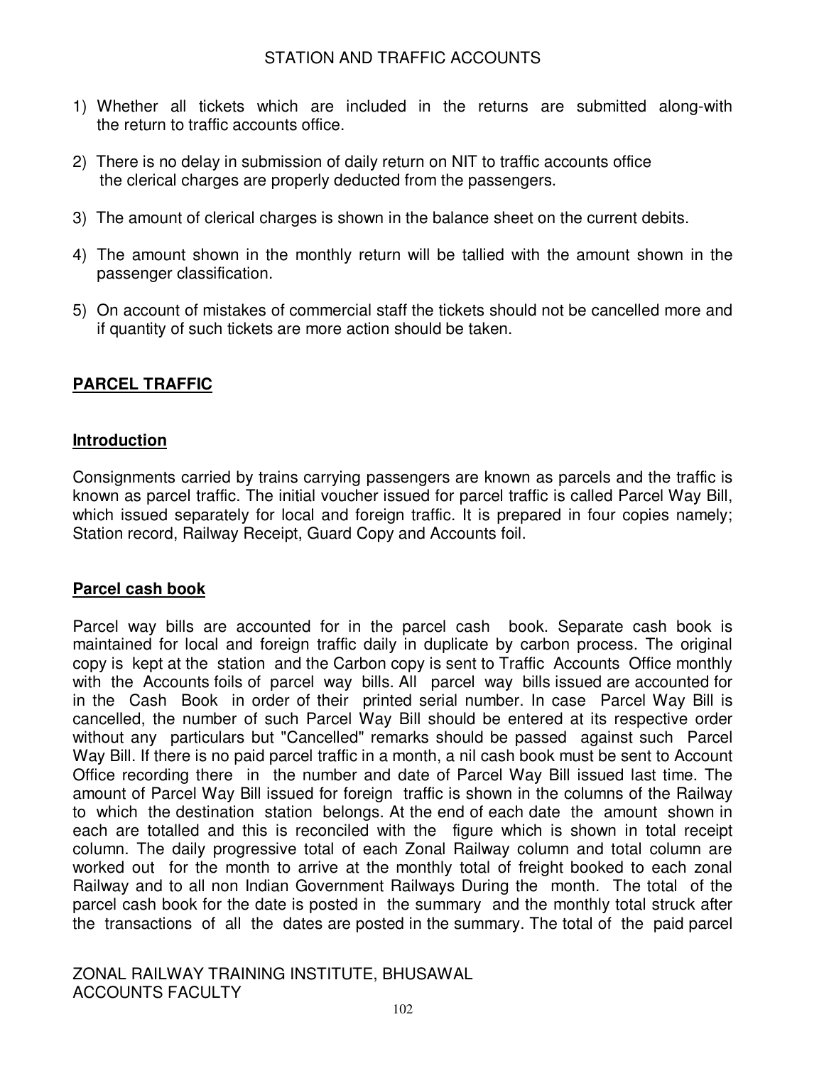1) Whether all tickets which are included in the returns are submitted along-with the return to traffic accounts office.

2) There is no delay in submission of daily return on NIT to traffic accounts office the clerical charges are properly deducted from the passengers.

3) The amount of clerical charges is shown in the balance sheet on the current debits.

4) The amount shown in the monthly return will be tallied with the amount shown in the passenger classification.

5) On account of mistakes of commercial staff the tickets should not be cancelled more and if quantity of such tickets are more action should be taken.

## PARCEL TRAFFIC

### Introduction

Consignments carried by trains carrying passengers are known as parcels and the traffic is known as parcel traffic. The initial voucher issued for parcel traffic is called Parcel Way Bill, which issued separately for local and foreign traffic. It is prepared in four copies namely; Station record, Railway Receipt, Guard Copy and Accounts foil.

### Parcel cash book

Parcel way bills are accounted for in the parcel cash book. Separate cash book is maintained for local and foreign traffic daily in duplicate by carbon process. The original copy is kept at the station and the Carbon copy is sent to Traffic Accounts Office monthly with the Accounts foils of parcel way bills. All parcel way bills issued are accounted for in the Cash Book in order of their printed serial number. In case Parcel Way Bill is cancelled, the number of such Parcel Way Bill should be entered at its respective order without any particulars but "Cancelled" remarks should be passed against such Parcel Way Bill. If there is no paid parcel traffic in a month, a nil cash book must be sent to Account Office recording there in the number and date of Parcel Way Bill issued last time. The amount of Parcel Way Bill issued for foreign traffic is shown in the columns of the Railway to which the destination station belongs. At the end of each date the amount shown in each are totalled and this is reconciled with the figure which is shown in total receipt column. The daily progressive total of each Zonal Railway column and total column are worked out for the month to arrive at the monthly total of freight booked to each zonal Railway and to all non Indian Government Railways During the month. The total of the parcel cash book for the date is posted in the summary and the monthly total struck after the transactions of all the dates are posted in the summary. The total of the paid parcel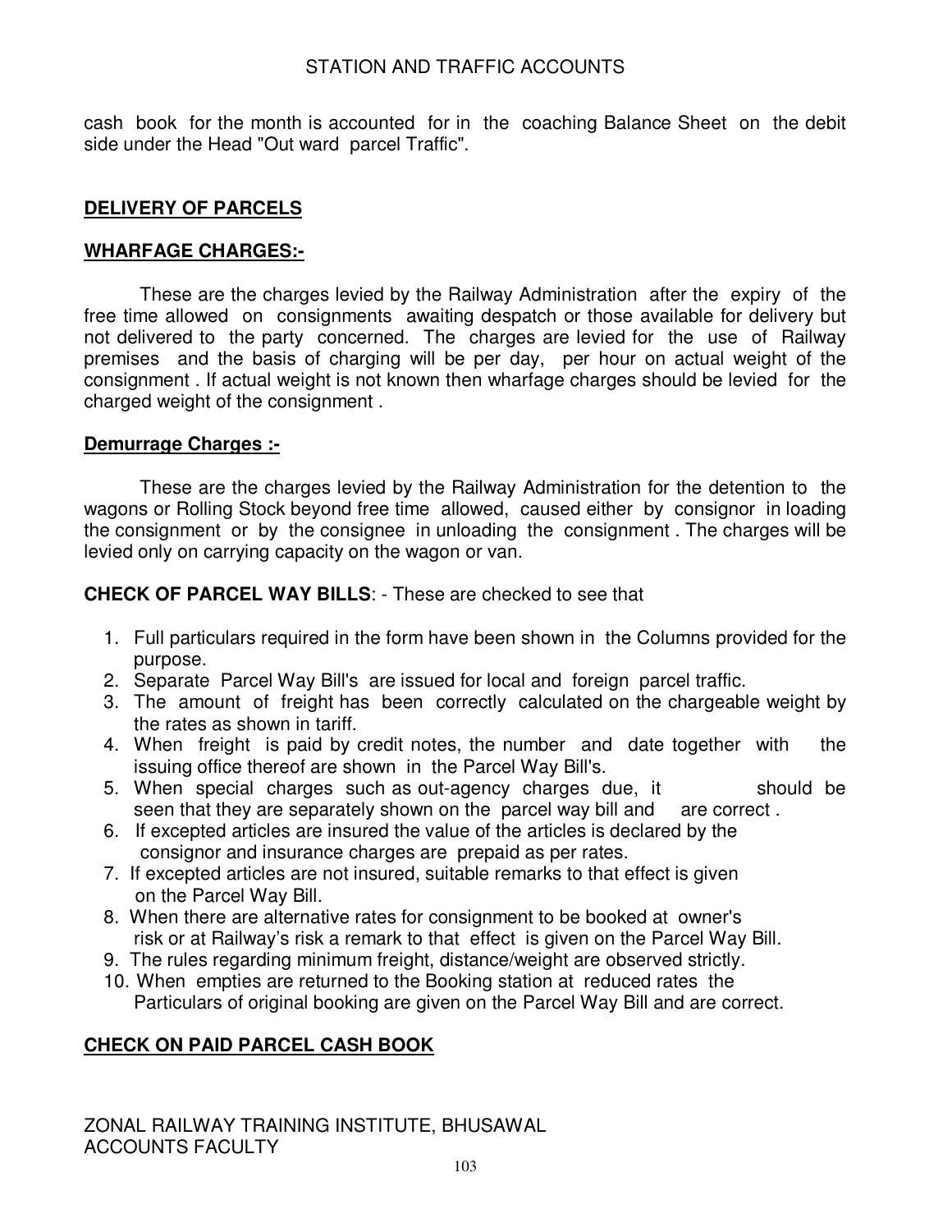cash book for the month is accounted for in the coaching Balance Sheet on the debit side under the Head "Out ward parcel Traffic".

## DELIVERY OF PARCELS

### WHARFAGE CHARGES:-

These are the charges levied by the Railway Administration after the expiry of the free time allowed on consignments awaiting despatch or those available for delivery but not delivered to the party concerned. The charges are levied for the use of Railway premises and the basis of charging will be per day, per hour on actual weight of the consignment . If actual weight is not known then wharfage charges should be levied for the charged weight of the consignment .

### Demurrage Charges :-

These are the charges levied by the Railway Administration for the detention to the wagons or Rolling Stock beyond free time allowed, caused either by consignor in loading the consignment or by the consignee in unloading the consignment . The charges will be levied only on carrying capacity on the wagon or van.

**CHECK OF PARCEL WAY BILLS**: - These are checked to see that

1. Full particulars required in the form have been shown in the Columns provided for the purpose.
2. Separate Parcel Way Bill's are issued for local and foreign parcel traffic.
3. The amount of freight has been correctly calculated on the chargeable weight by the rates as shown in tariff.
4. When freight is paid by credit notes, the number and date together with the issuing office thereof are shown in the Parcel Way Bill's.
5. When special charges such as out-agency charges due, it should be seen that they are separately shown on the parcel way bill and are correct .
6. If excepted articles are insured the value of the articles is declared by the consignor and insurance charges are prepaid as per rates.
7. If excepted articles are not insured, suitable remarks to that effect is given on the Parcel Way Bill.
8. When there are alternative rates for consignment to be booked at owner's risk or at Railway's risk a remark to that effect is given on the Parcel Way Bill.
9. The rules regarding minimum freight, distance/weight are observed strictly.
10. When empties are returned to the Booking station at reduced rates the Particulars of original booking are given on the Parcel Way Bill and are correct.

## CHECK ON PAID PARCEL CASH BOOK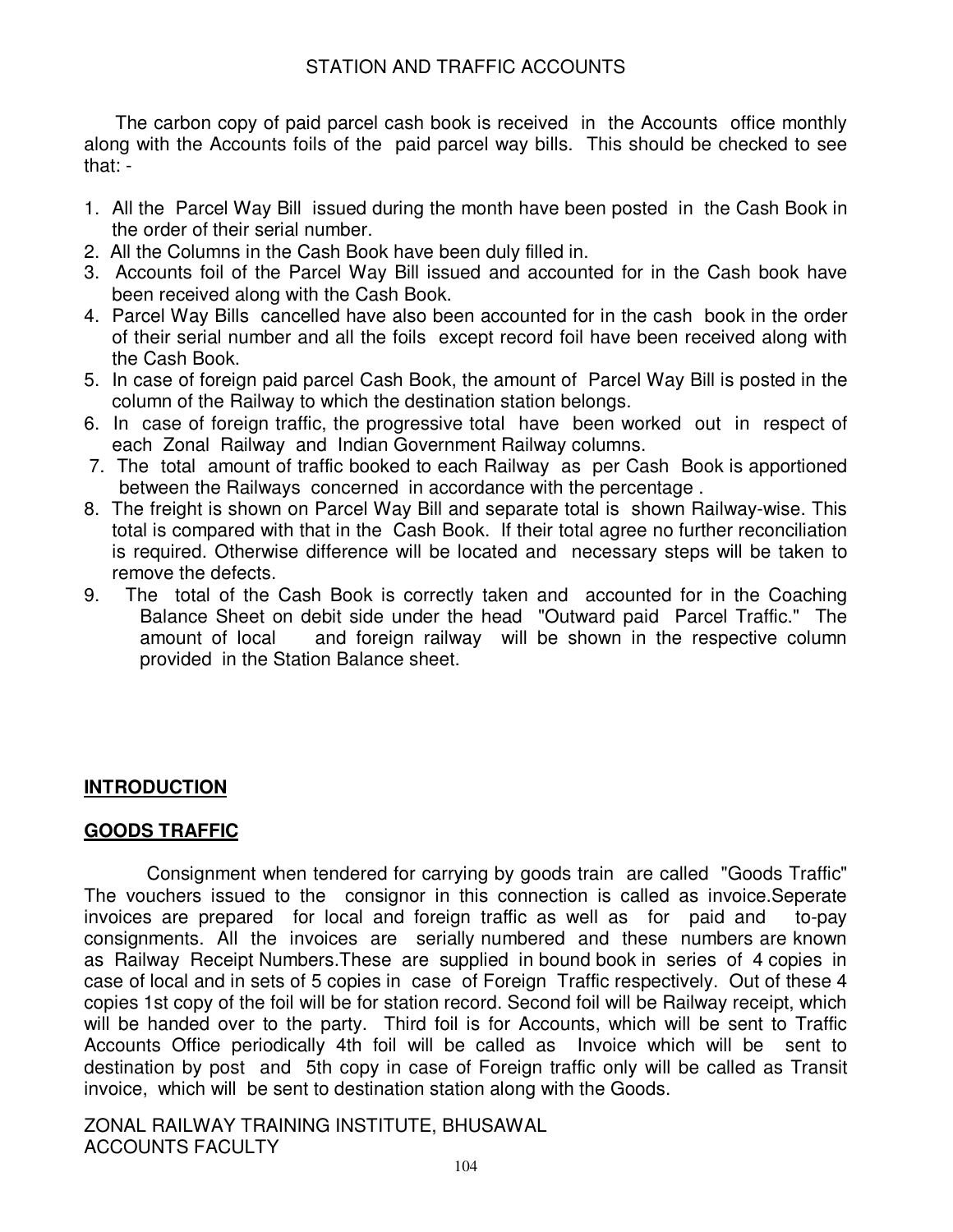The carbon copy of paid parcel cash book is received in the Accounts office monthly along with the Accounts foils of the paid parcel way bills. This should be checked to see that: -

1. All the Parcel Way Bill issued during the month have been posted in the Cash Book in the order of their serial number.
2. All the Columns in the Cash Book have been duly filled in.
3. Accounts foil of the Parcel Way Bill issued and accounted for in the Cash book have been received along with the Cash Book.
4. Parcel Way Bills cancelled have also been accounted for in the cash book in the order of their serial number and all the foils except record foil have been received along with the Cash Book.
5. In case of foreign paid parcel Cash Book, the amount of Parcel Way Bill is posted in the column of the Railway to which the destination station belongs.
6. In case of foreign traffic, the progressive total have been worked out in respect of each Zonal Railway and Indian Government Railway columns.
7. The total amount of traffic booked to each Railway as per Cash Book is apportioned between the Railways concerned in accordance with the percentage .
8. The freight is shown on Parcel Way Bill and separate total is shown Railway-wise. This total is compared with that in the Cash Book. If their total agree no further reconciliation is required. Otherwise difference will be located and necessary steps will be taken to remove the defects.
9. The total of the Cash Book is correctly taken and accounted for in the Coaching Balance Sheet on debit side under the head "Outward paid Parcel Traffic." The amount of local and foreign railway will be shown in the respective column provided in the Station Balance sheet.

## INTRODUCTION

## GOODS TRAFFIC

Consignment when tendered for carrying by goods train are called "Goods Traffic" The vouchers issued to the consignor in this connection is called as invoice.Seperate invoices are prepared for local and foreign traffic as well as for paid and to-pay consignments. All the invoices are serially numbered and these numbers are known as Railway Receipt Numbers.These are supplied in bound book in series of 4 copies in case of local and in sets of 5 copies in case of Foreign Traffic respectively. Out of these 4 copies 1st copy of the foil will be for station record. Second foil will be Railway receipt, which will be handed over to the party. Third foil is for Accounts, which will be sent to Traffic Accounts Office periodically 4th foil will be called as Invoice which will be sent to destination by post and 5th copy in case of Foreign traffic only will be called as Transit invoice, which will be sent to destination station along with the Goods.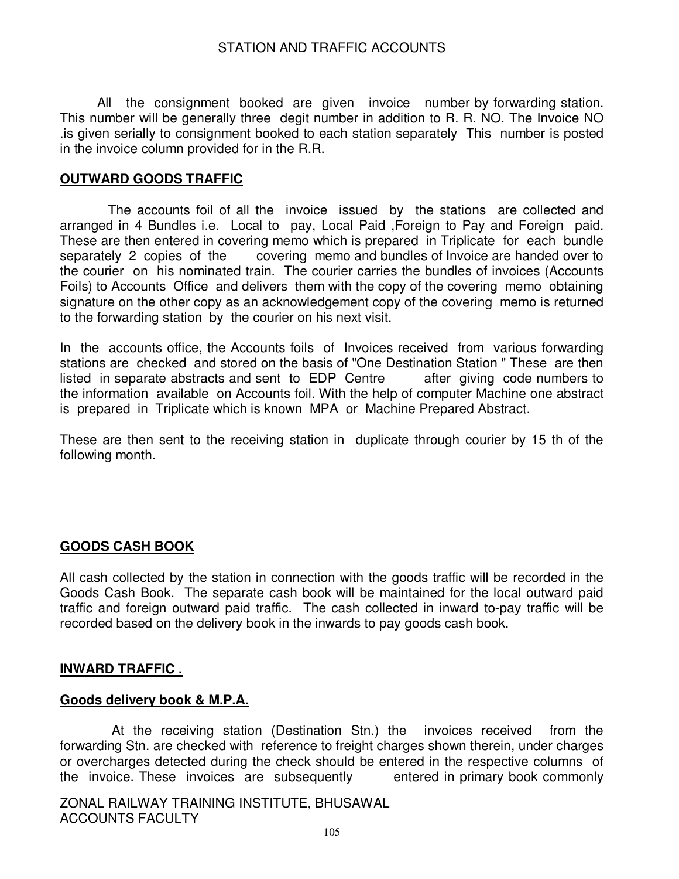All the consignment booked are given invoice number by forwarding station. This number will be generally three degit number in addition to R. R. NO. The Invoice NO .is given serially to consignment booked to each station separately This number is posted in the invoice column provided for in the R.R.

## OUTWARD GOODS TRAFFIC

The accounts foil of all the invoice issued by the stations are collected and arranged in 4 Bundles i.e. Local to pay, Local Paid ,Foreign to Pay and Foreign paid. These are then entered in covering memo which is prepared in Triplicate for each bundle separately 2 copies of the covering memo and bundles of Invoice are handed over to the courier on his nominated train. The courier carries the bundles of invoices (Accounts Foils) to Accounts Office and delivers them with the copy of the covering memo obtaining signature on the other copy as an acknowledgement copy of the covering memo is returned to the forwarding station by the courier on his next visit.

In the accounts office, the Accounts foils of Invoices received from various forwarding stations are checked and stored on the basis of "One Destination Station " These are then listed in separate abstracts and sent to EDP Centre after giving code numbers to the information available on Accounts foil. With the help of computer Machine one abstract is prepared in Triplicate which is known MPA or Machine Prepared Abstract.

These are then sent to the receiving station in duplicate through courier by 15 th of the following month.

## GOODS CASH BOOK

All cash collected by the station in connection with the goods traffic will be recorded in the Goods Cash Book. The separate cash book will be maintained for the local outward paid traffic and foreign outward paid traffic. The cash collected in inward to-pay traffic will be recorded based on the delivery book in the inwards to pay goods cash book.

## INWARD TRAFFIC .

### Goods delivery book & M.P.A.

At the receiving station (Destination Stn.) the invoices received from the forwarding Stn. are checked with reference to freight charges shown therein, under charges or overcharges detected during the check should be entered in the respective columns of the invoice. These invoices are subsequently entered in primary book commonly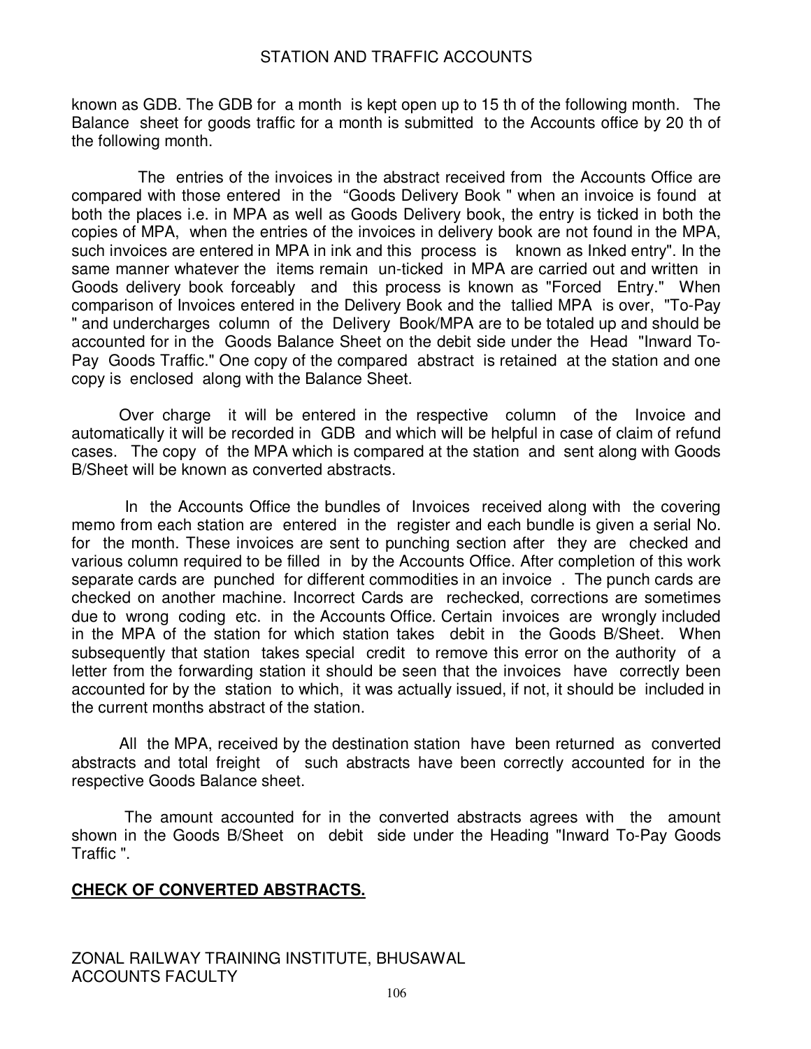known as GDB. The GDB for a month is kept open up to 15 th of the following month. The Balance sheet for goods traffic for a month is submitted to the Accounts office by 20 th of the following month.

The entries of the invoices in the abstract received from the Accounts Office are compared with those entered in the "Goods Delivery Book " when an invoice is found at both the places i.e. in MPA as well as Goods Delivery book, the entry is ticked in both the copies of MPA, when the entries of the invoices in delivery book are not found in the MPA, such invoices are entered in MPA in ink and this process is known as Inked entry". In the same manner whatever the items remain un-ticked in MPA are carried out and written in Goods delivery book forceably and this process is known as "Forced Entry." When comparison of Invoices entered in the Delivery Book and the tallied MPA is over, "To-Pay " and undercharges column of the Delivery Book/MPA are to be totaled up and should be accounted for in the Goods Balance Sheet on the debit side under the Head "Inward To-Pay Goods Traffic." One copy of the compared abstract is retained at the station and one copy is enclosed along with the Balance Sheet.

Over charge it will be entered in the respective column of the Invoice and automatically it will be recorded in GDB and which will be helpful in case of claim of refund cases. The copy of the MPA which is compared at the station and sent along with Goods B/Sheet will be known as converted abstracts.

In the Accounts Office the bundles of Invoices received along with the covering memo from each station are entered in the register and each bundle is given a serial No. for the month. These invoices are sent to punching section after they are checked and various column required to be filled in by the Accounts Office. After completion of this work separate cards are punched for different commodities in an invoice . The punch cards are checked on another machine. Incorrect Cards are rechecked, corrections are sometimes due to wrong coding etc. in the Accounts Office. Certain invoices are wrongly included in the MPA of the station for which station takes debit in the Goods B/Sheet. When subsequently that station takes special credit to remove this error on the authority of a letter from the forwarding station it should be seen that the invoices have correctly been accounted for by the station to which, it was actually issued, if not, it should be included in the current months abstract of the station.

All the MPA, received by the destination station have been returned as converted abstracts and total freight of such abstracts have been correctly accounted for in the respective Goods Balance sheet.

The amount accounted for in the converted abstracts agrees with the amount shown in the Goods B/Sheet on debit side under the Heading "Inward To-Pay Goods Traffic ".

**CHECK OF CONVERTED ABSTRACTS.**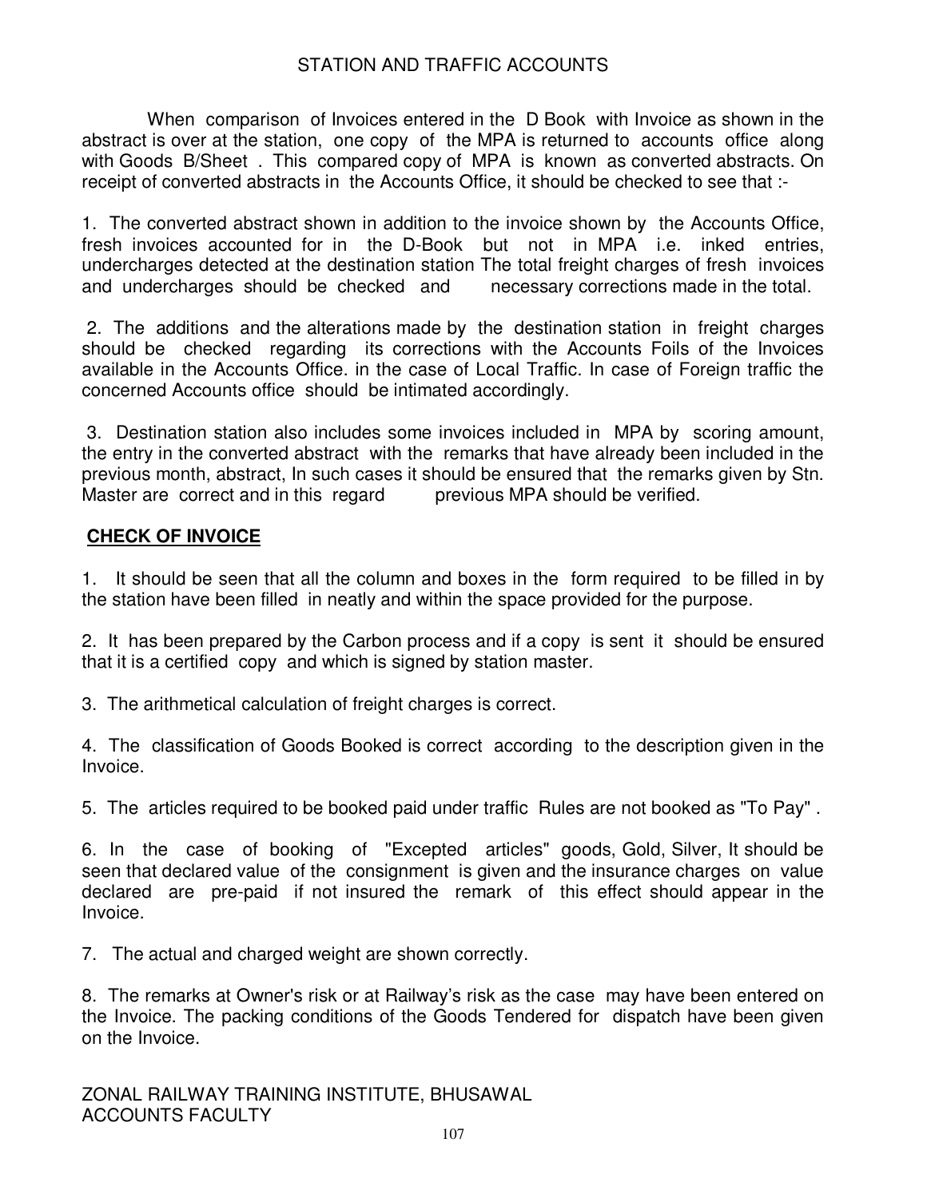When comparison of Invoices entered in the D Book with Invoice as shown in the abstract is over at the station, one copy of the MPA is returned to accounts office along with Goods B/Sheet . This compared copy of MPA is known as converted abstracts. On receipt of converted abstracts in the Accounts Office, it should be checked to see that :-

1. The converted abstract shown in addition to the invoice shown by the Accounts Office, fresh invoices accounted for in the D-Book but not in MPA i.e. inked entries, undercharges detected at the destination station The total freight charges of fresh invoices and undercharges should be checked and necessary corrections made in the total.

2. The additions and the alterations made by the destination station in freight charges should be checked regarding its corrections with the Accounts Foils of the Invoices available in the Accounts Office. in the case of Local Traffic. In case of Foreign traffic the concerned Accounts office should be intimated accordingly.

3. Destination station also includes some invoices included in MPA by scoring amount, the entry in the converted abstract with the remarks that have already been included in the previous month, abstract, In such cases it should be ensured that the remarks given by Stn. Master are correct and in this regard previous MPA should be verified.

## CHECK OF INVOICE

1. It should be seen that all the column and boxes in the form required to be filled in by the station have been filled in neatly and within the space provided for the purpose.

2. It has been prepared by the Carbon process and if a copy is sent it should be ensured that it is a certified copy and which is signed by station master.

3. The arithmetical calculation of freight charges is correct.

4. The classification of Goods Booked is correct according to the description given in the Invoice.

5. The articles required to be booked paid under traffic Rules are not booked as "To Pay" .

6. In the case of booking of "Excepted articles" goods, Gold, Silver, It should be seen that declared value of the consignment is given and the insurance charges on value declared are pre-paid if not insured the remark of this effect should appear in the Invoice.

7. The actual and charged weight are shown correctly.

8. The remarks at Owner's risk or at Railway's risk as the case may have been entered on the Invoice. The packing conditions of the Goods Tendered for dispatch have been given on the Invoice.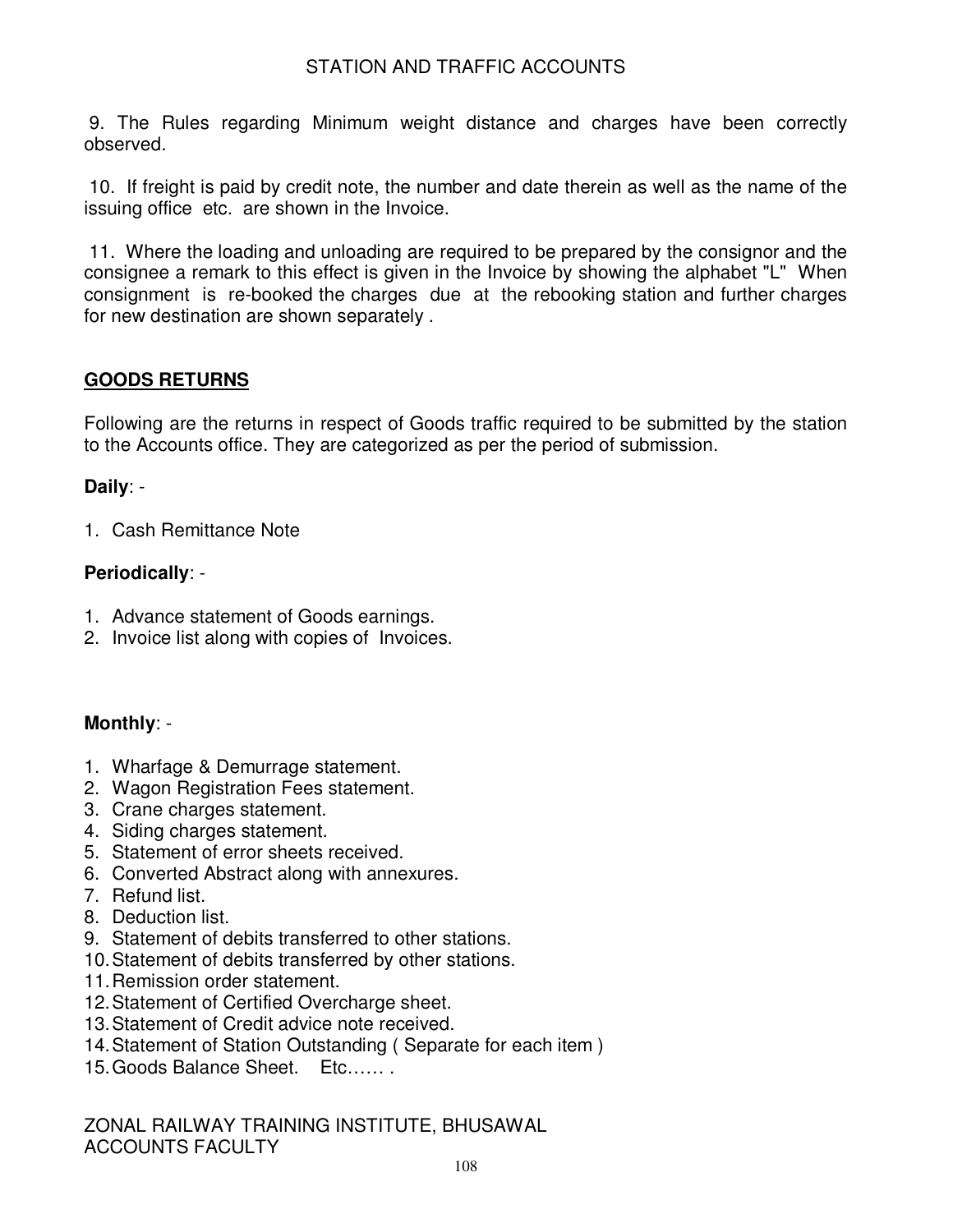9. The Rules regarding Minimum weight distance and charges have been correctly observed.

10. If freight is paid by credit note, the number and date therein as well as the name of the issuing office etc. are shown in the Invoice.

11. Where the loading and unloading are required to be prepared by the consignor and the consignee a remark to this effect is given in the Invoice by showing the alphabet "L" When consignment is re-booked the charges due at the rebooking station and further charges for new destination are shown separately .

## GOODS RETURNS

Following are the returns in respect of Goods traffic required to be submitted by the station to the Accounts office. They are categorized as per the period of submission.

**Daily**: -

1. Cash Remittance Note

**Periodically**: -

1. Advance statement of Goods earnings.
2. Invoice list along with copies of Invoices.

**Monthly**: -

1. Wharfage & Demurrage statement.
2. Wagon Registration Fees statement.
3. Crane charges statement.
4. Siding charges statement.
5. Statement of error sheets received.
6. Converted Abstract along with annexures.
7. Refund list.
8. Deduction list.
9. Statement of debits transferred to other stations.
10. Statement of debits transferred by other stations.
11. Remission order statement.
12. Statement of Certified Overcharge sheet.
13. Statement of Credit advice note received.
14. Statement of Station Outstanding ( Separate for each item )
15. Goods Balance Sheet. Etc…… .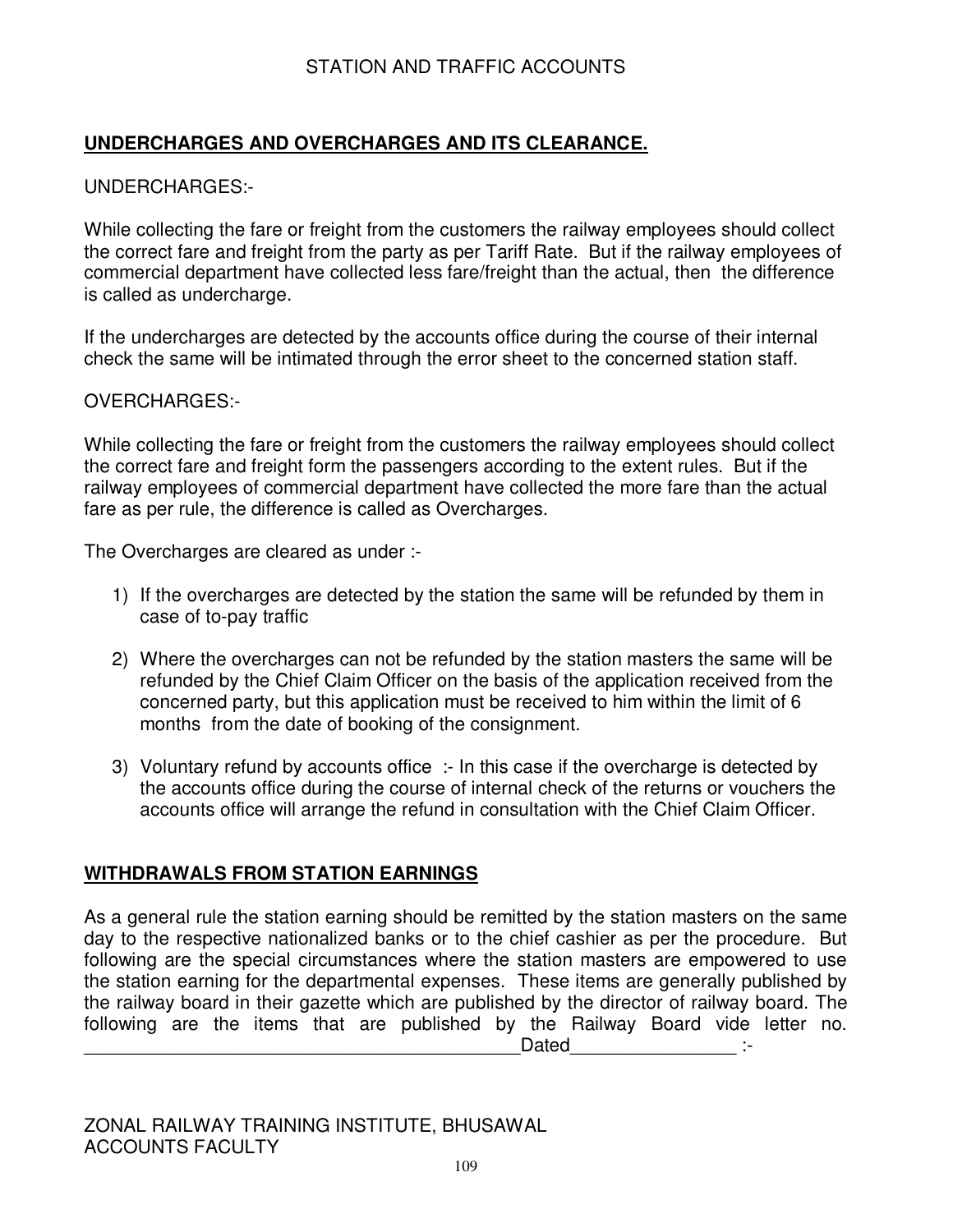## UNDERCHARGES AND OVERCHARGES AND ITS CLEARANCE.

UNDERCHARGES:-

While collecting the fare or freight from the customers the railway employees should collect the correct fare and freight from the party as per Tariff Rate. But if the railway employees of commercial department have collected less fare/freight than the actual, then the difference is called as undercharge.

If the undercharges are detected by the accounts office during the course of their internal check the same will be intimated through the error sheet to the concerned station staff.

OVERCHARGES:-

While collecting the fare or freight from the customers the railway employees should collect the correct fare and freight form the passengers according to the extent rules. But if the railway employees of commercial department have collected the more fare than the actual fare as per rule, the difference is called as Overcharges.

The Overcharges are cleared as under :-

1) If the overcharges are detected by the station the same will be refunded by them in case of to-pay traffic
2) Where the overcharges can not be refunded by the station masters the same will be refunded by the Chief Claim Officer on the basis of the application received from the concerned party, but this application must be received to him within the limit of 6 months from the date of booking of the consignment.
3) Voluntary refund by accounts office :- In this case if the overcharge is detected by the accounts office during the course of internal check of the returns or vouchers the accounts office will arrange the refund in consultation with the Chief Claim Officer.

## WITHDRAWALS FROM STATION EARNINGS

As a general rule the station earning should be remitted by the station masters on the same day to the respective nationalized banks or to the chief cashier as per the procedure. But following are the special circumstances where the station masters are empowered to use the station earning for the departmental expenses. These items are generally published by the railway board in their gazette which are published by the director of railway board. The following are the items that are published by the Railway Board vide letter no. ____________________________________________Dated________________ :-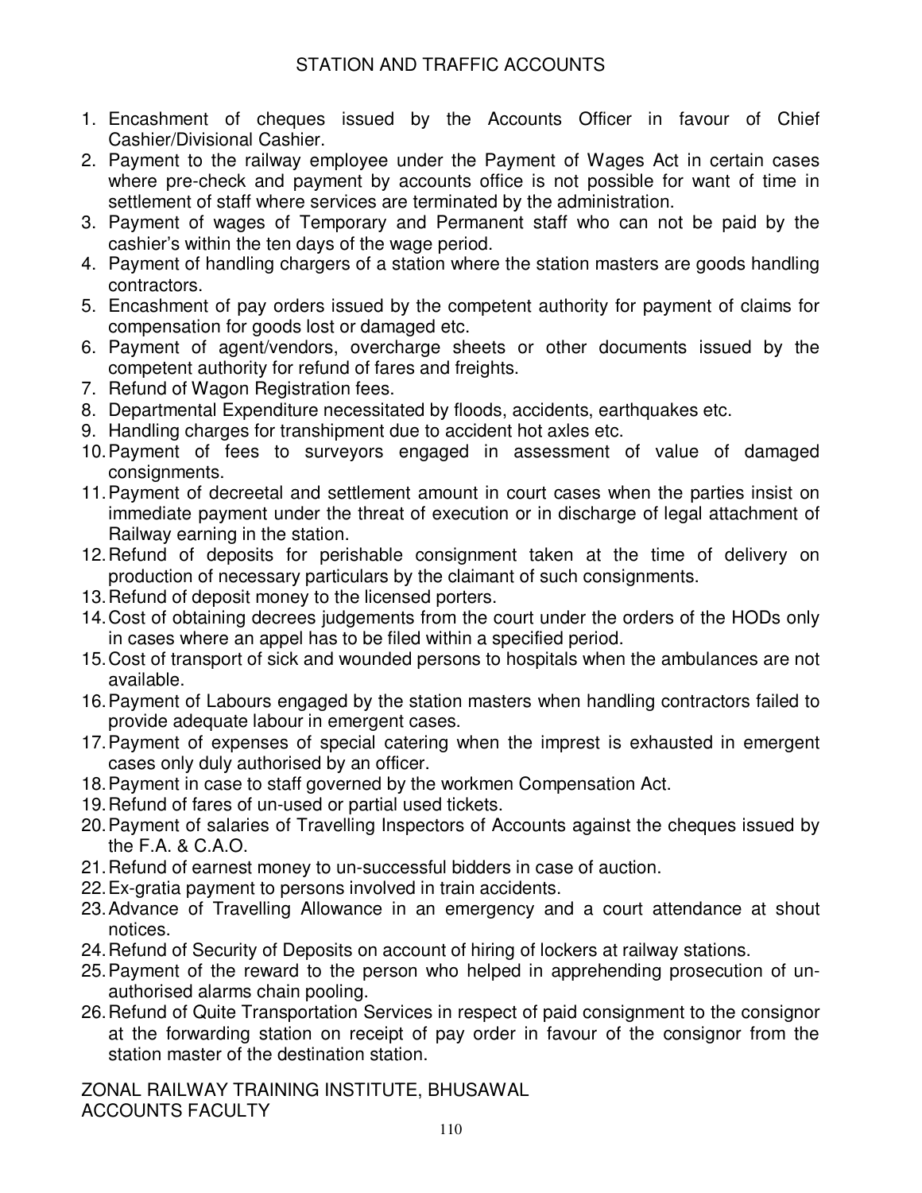1. Encashment of cheques issued by the Accounts Officer in favour of Chief Cashier/Divisional Cashier.
2. Payment to the railway employee under the Payment of Wages Act in certain cases where pre-check and payment by accounts office is not possible for want of time in settlement of staff where services are terminated by the administration.
3. Payment of wages of Temporary and Permanent staff who can not be paid by the cashier's within the ten days of the wage period.
4. Payment of handling chargers of a station where the station masters are goods handling contractors.
5. Encashment of pay orders issued by the competent authority for payment of claims for compensation for goods lost or damaged etc.
6. Payment of agent/vendors, overcharge sheets or other documents issued by the competent authority for refund of fares and freights.
7. Refund of Wagon Registration fees.
8. Departmental Expenditure necessitated by floods, accidents, earthquakes etc.
9. Handling charges for transhipment due to accident hot axles etc.
10. Payment of fees to surveyors engaged in assessment of value of damaged consignments.
11. Payment of decreetal and settlement amount in court cases when the parties insist on immediate payment under the threat of execution or in discharge of legal attachment of Railway earning in the station.
12. Refund of deposits for perishable consignment taken at the time of delivery on production of necessary particulars by the claimant of such consignments.
13. Refund of deposit money to the licensed porters.
14. Cost of obtaining decrees judgements from the court under the orders of the HODs only in cases where an appel has to be filed within a specified period.
15. Cost of transport of sick and wounded persons to hospitals when the ambulances are not available.
16. Payment of Labours engaged by the station masters when handling contractors failed to provide adequate labour in emergent cases.
17. Payment of expenses of special catering when the imprest is exhausted in emergent cases only duly authorised by an officer.
18. Payment in case to staff governed by the workmen Compensation Act.
19. Refund of fares of un-used or partial used tickets.
20. Payment of salaries of Travelling Inspectors of Accounts against the cheques issued by the F.A. & C.A.O.
21. Refund of earnest money to un-successful bidders in case of auction.
22. Ex-gratia payment to persons involved in train accidents.
23. Advance of Travelling Allowance in an emergency and a court attendance at shout notices.
24. Refund of Security of Deposits on account of hiring of lockers at railway stations.
25. Payment of the reward to the person who helped in apprehending prosecution of un-authorised alarms chain pooling.
26. Refund of Quite Transportation Services in respect of paid consignment to the consignor at the forwarding station on receipt of pay order in favour of the consignor from the station master of the destination station.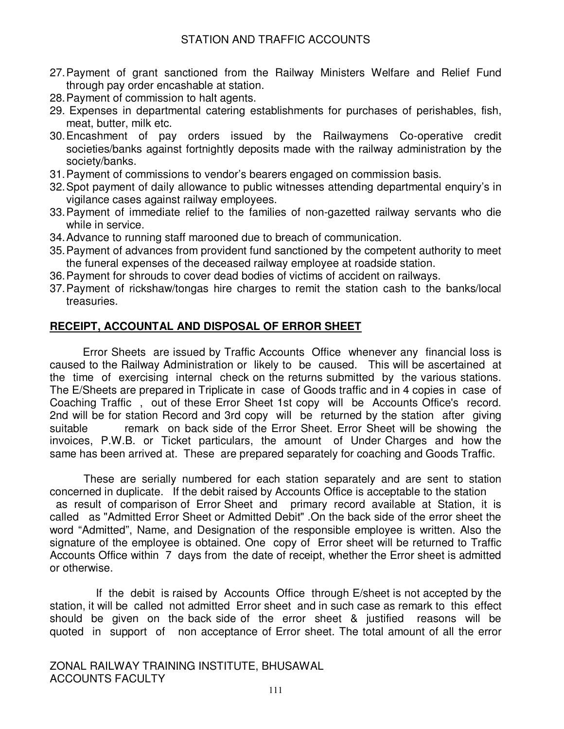27. Payment of grant sanctioned from the Railway Ministers Welfare and Relief Fund through pay order encashable at station.
28. Payment of commission to halt agents.
29. Expenses in departmental catering establishments for purchases of perishables, fish, meat, butter, milk etc.
30. Encashment of pay orders issued by the Railwaymens Co-operative credit societies/banks against fortnightly deposits made with the railway administration by the society/banks.
31. Payment of commissions to vendor's bearers engaged on commission basis.
32. Spot payment of daily allowance to public witnesses attending departmental enquiry's in vigilance cases against railway employees.
33. Payment of immediate relief to the families of non-gazetted railway servants who die while in service.
34. Advance to running staff marooned due to breach of communication.
35. Payment of advances from provident fund sanctioned by the competent authority to meet the funeral expenses of the deceased railway employee at roadside station.
36. Payment for shrouds to cover dead bodies of victims of accident on railways.
37. Payment of rickshaw/tongas hire charges to remit the station cash to the banks/local treasuries.

## **RECEIPT, ACCOUNTAL AND DISPOSAL OF ERROR SHEET**

Error Sheets are issued by Traffic Accounts Office whenever any financial loss is caused to the Railway Administration or likely to be caused. This will be ascertained at the time of exercising internal check on the returns submitted by the various stations. The E/Sheets are prepared in Triplicate in case of Goods traffic and in 4 copies in case of Coaching Traffic , out of these Error Sheet 1st copy will be Accounts Office's record. 2nd will be for station Record and 3rd copy will be returned by the station after giving suitable remark on back side of the Error Sheet. Error Sheet will be showing the invoices, P.W.B. or Ticket particulars, the amount of Under Charges and how the same has been arrived at. These are prepared separately for coaching and Goods Traffic.

These are serially numbered for each station separately and are sent to station concerned in duplicate. If the debit raised by Accounts Office is acceptable to the station as result of comparison of Error Sheet and primary record available at Station, it is called as "Admitted Error Sheet or Admitted Debit" .On the back side of the error sheet the word "Admitted", Name, and Designation of the responsible employee is written. Also the signature of the employee is obtained. One copy of Error sheet will be returned to Traffic Accounts Office within 7 days from the date of receipt, whether the Error sheet is admitted or otherwise.

If the debit is raised by Accounts Office through E/sheet is not accepted by the station, it will be called not admitted Error sheet and in such case as remark to this effect should be given on the back side of the error sheet & justified reasons will be quoted in support of non acceptance of Error sheet. The total amount of all the error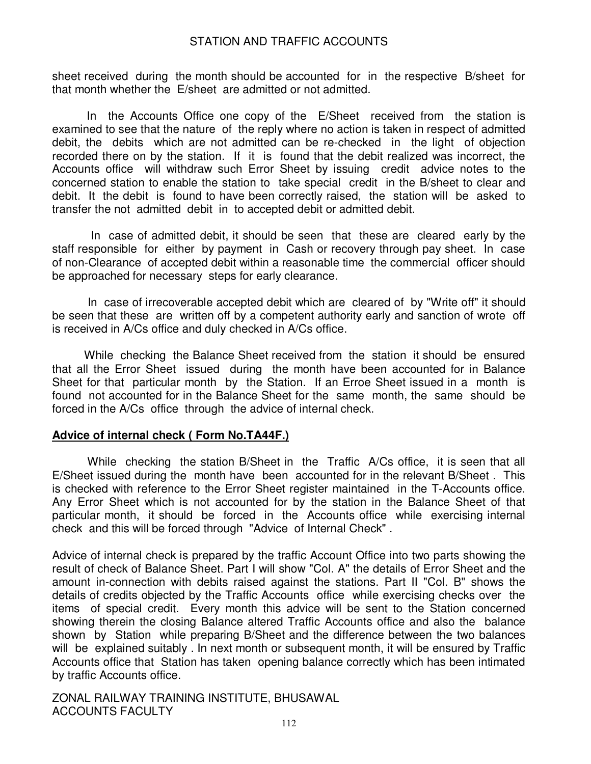sheet received during the month should be accounted for in the respective B/sheet for that month whether the E/sheet are admitted or not admitted.

In the Accounts Office one copy of the E/Sheet received from the station is examined to see that the nature of the reply where no action is taken in respect of admitted debit, the debits which are not admitted can be re-checked in the light of objection recorded there on by the station. If it is found that the debit realized was incorrect, the Accounts office will withdraw such Error Sheet by issuing credit advice notes to the concerned station to enable the station to take special credit in the B/sheet to clear and debit. It the debit is found to have been correctly raised, the station will be asked to transfer the not admitted debit in to accepted debit or admitted debit.

In case of admitted debit, it should be seen that these are cleared early by the staff responsible for either by payment in Cash or recovery through pay sheet. In case of non-Clearance of accepted debit within a reasonable time the commercial officer should be approached for necessary steps for early clearance.

In case of irrecoverable accepted debit which are cleared of by "Write off" it should be seen that these are written off by a competent authority early and sanction of wrote off is received in A/Cs office and duly checked in A/Cs office.

While checking the Balance Sheet received from the station it should be ensured that all the Error Sheet issued during the month have been accounted for in Balance Sheet for that particular month by the Station. If an Erroe Sheet issued in a month is found not accounted for in the Balance Sheet for the same month, the same should be forced in the A/Cs office through the advice of internal check.

**Advice of internal check ( Form No.TA44F.)**

While checking the station B/Sheet in the Traffic A/Cs office, it is seen that all E/Sheet issued during the month have been accounted for in the relevant B/Sheet . This is checked with reference to the Error Sheet register maintained in the T-Accounts office. Any Error Sheet which is not accounted for by the station in the Balance Sheet of that particular month, it should be forced in the Accounts office while exercising internal check and this will be forced through "Advice of Internal Check" .

Advice of internal check is prepared by the traffic Account Office into two parts showing the result of check of Balance Sheet. Part I will show "Col. A" the details of Error Sheet and the amount in-connection with debits raised against the stations. Part II "Col. B" shows the details of credits objected by the Traffic Accounts office while exercising checks over the items of special credit. Every month this advice will be sent to the Station concerned showing therein the closing Balance altered Traffic Accounts office and also the balance shown by Station while preparing B/Sheet and the difference between the two balances will be explained suitably . In next month or subsequent month, it will be ensured by Traffic Accounts office that Station has taken opening balance correctly which has been intimated by traffic Accounts office.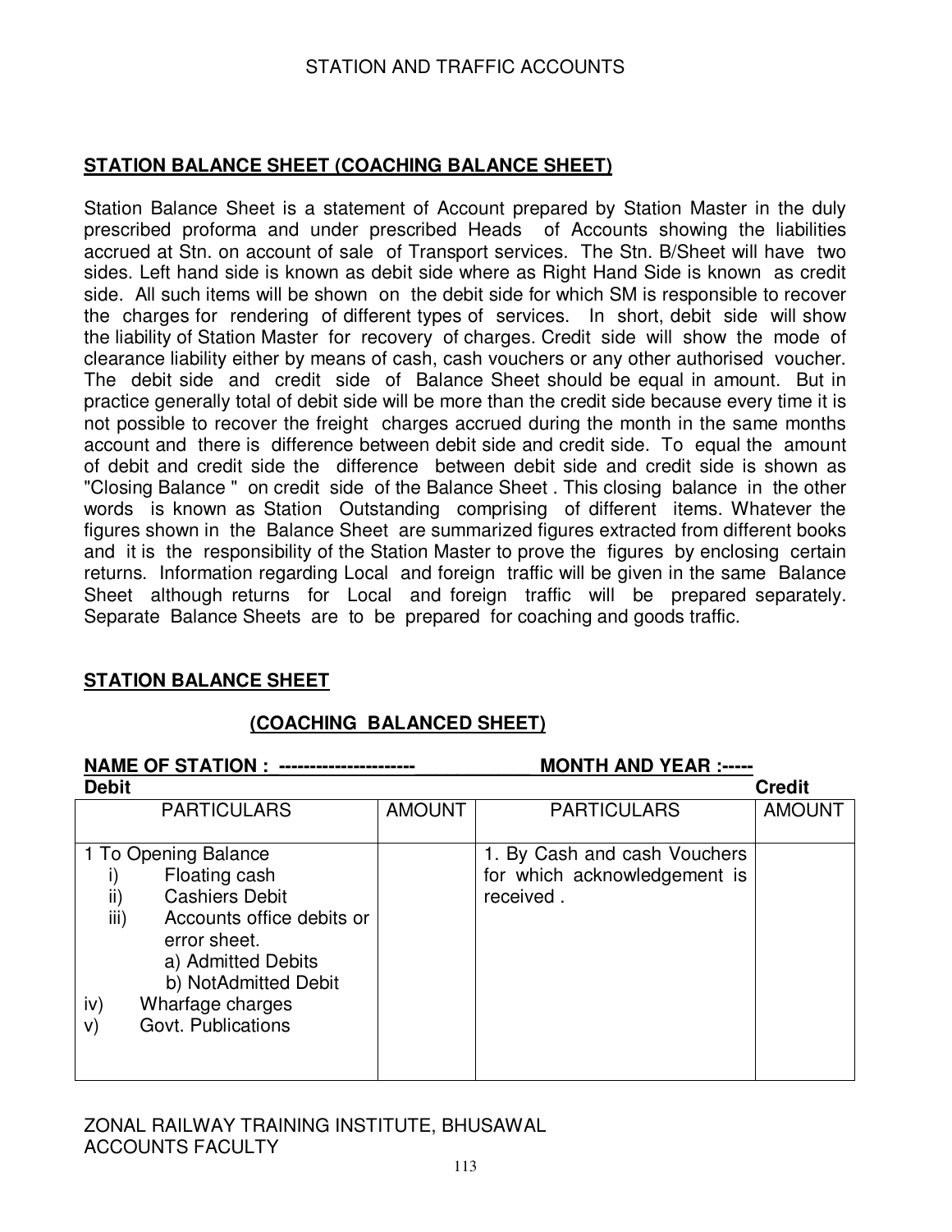## STATION BALANCE SHEET (COACHING BALANCE SHEET)

Station Balance Sheet is a statement of Account prepared by Station Master in the duly prescribed proforma and under prescribed Heads of Accounts showing the liabilities accrued at Stn. on account of sale of Transport services. The Stn. B/Sheet will have two sides. Left hand side is known as debit side where as Right Hand Side is known as credit side. All such items will be shown on the debit side for which SM is responsible to recover the charges for rendering of different types of services. In short, debit side will show the liability of Station Master for recovery of charges. Credit side will show the mode of clearance liability either by means of cash, cash vouchers or any other authorised voucher. The debit side and credit side of Balance Sheet should be equal in amount. But in practice generally total of debit side will be more than the credit side because every time it is not possible to recover the freight charges accrued during the month in the same months account and there is difference between debit side and credit side. To equal the amount of debit and credit side the difference between debit side and credit side is shown as "Closing Balance " on credit side of the Balance Sheet . This closing balance in the other words is known as Station Outstanding comprising of different items. Whatever the figures shown in the Balance Sheet are summarized figures extracted from different books and it is the responsibility of the Station Master to prove the figures by enclosing certain returns. Information regarding Local and foreign traffic will be given in the same Balance Sheet although returns for Local and foreign traffic will be prepared separately. Separate Balance Sheets are to be prepared for coaching and goods traffic.

## STATION BALANCE SHEET

### (COACHING BALANCED SHEET)

**NAME OF STATION : ---------------------\_\_\_\_\_\_\_\_\_\_\_ MONTH AND YEAR :-----**

**Debit** **Credit**

| PARTICULARS | AMOUNT | PARTICULARS | AMOUNT |
|---|---|---|---|
| 1 To Opening Balance<br>i) Floating cash<br>ii) Cashiers Debit<br>iii) Accounts office debits or error sheet.<br>a) Admitted Debits<br>b) NotAdmitted Debit<br>iv) Wharfage charges<br>v) Govt. Publications | | 1. By Cash and cash Vouchers for which acknowledgement is received . | |

ZONAL RAILWAY TRAINING INSTITUTE, BHUSAWAL
ACCOUNTS FACULTY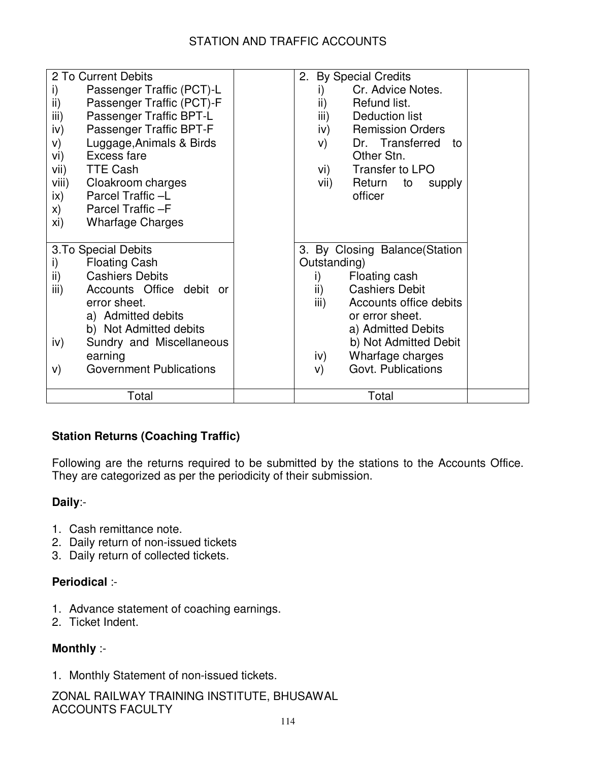| | | | |
|---|---|---|---|
| 2 To Current Debits<br>i) Passenger Traffic (PCT)-L<br>ii) Passenger Traffic (PCT)-F<br>iii) Passenger Traffic BPT-L<br>iv) Passenger Traffic BPT-F<br>v) Luggage,Animals & Birds<br>vi) Excess fare<br>vii) TTE Cash<br>viii) Cloakroom charges<br>ix) Parcel Traffic –L<br>x) Parcel Traffic –F<br>xi) Wharfage Charges | | 2. By Special Credits<br>i) Cr. Advice Notes.<br>ii) Refund list.<br>iii) Deduction list<br>iv) Remission Orders<br>v) Dr. Transferred to Other Stn.<br>vi) Transfer to LPO<br>vii) Return to supply officer | |
| 3.To Special Debits<br>i) Floating Cash<br>ii) Cashiers Debits<br>iii) Accounts Office debit or error sheet.<br>a) Admitted debits<br>b) Not Admitted debits<br>iv) Sundry and Miscellaneous earning<br>v) Government Publications | | 3. By Closing Balance(Station Outstanding)<br>i) Floating cash<br>ii) Cashiers Debit<br>iii) Accounts office debits or error sheet.<br>a) Admitted Debits<br>b) Not Admitted Debit<br>iv) Wharfage charges<br>v) Govt. Publications | |
| Total | | Total | |

**Station Returns (Coaching Traffic)**

Following are the returns required to be submitted by the stations to the Accounts Office. They are categorized as per the periodicity of their submission.

**Daily**:-

1. Cash remittance note.
2. Daily return of non-issued tickets
3. Daily return of collected tickets.

**Periodical** :-

1. Advance statement of coaching earnings.
2. Ticket Indent.

**Monthly** :-

1. Monthly Statement of non-issued tickets.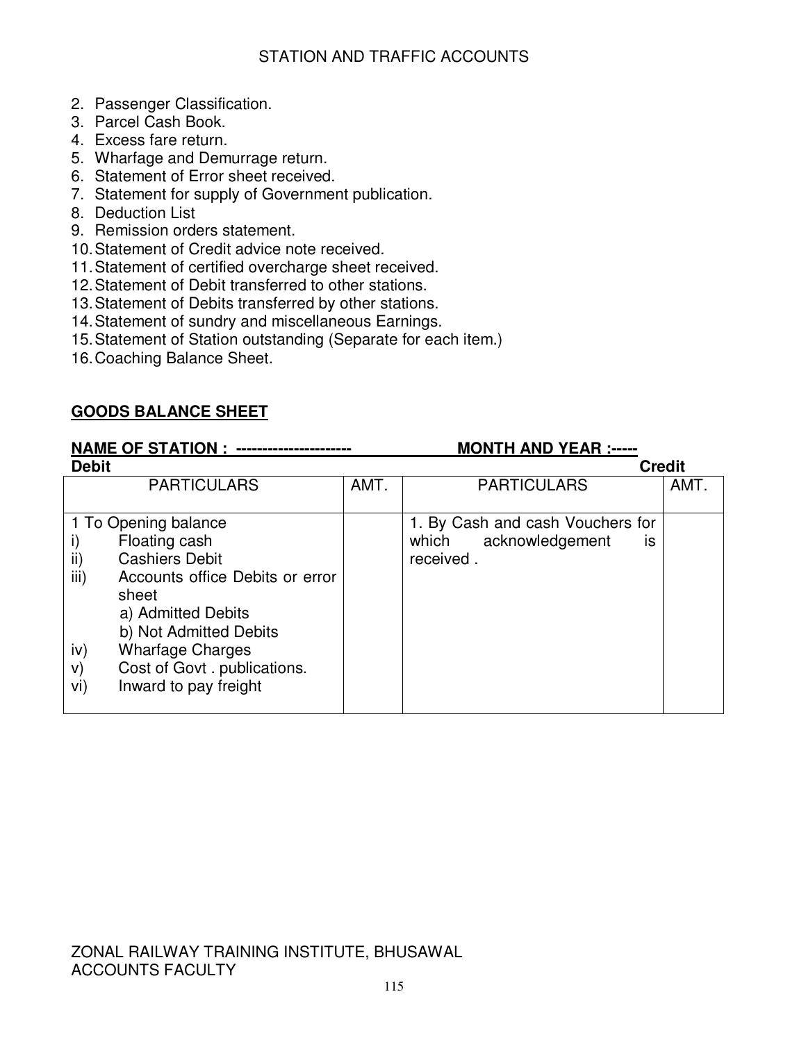2. Passenger Classification.
3. Parcel Cash Book.
4. Excess fare return.
5. Wharfage and Demurrage return.
6. Statement of Error sheet received.
7. Statement for supply of Government publication.
8. Deduction List
9. Remission orders statement.
10. Statement of Credit advice note received.
11. Statement of certified overcharge sheet received.
12. Statement of Debit transferred to other stations.
13. Statement of Debits transferred by other stations.
14. Statement of sundry and miscellaneous Earnings.
15. Statement of Station outstanding (Separate for each item.)
16. Coaching Balance Sheet.

**GOODS BALANCE SHEET**

**NAME OF STATION : ---------------------** **MONTH AND YEAR :-----**

**Debit** **Credit**

| PARTICULARS | AMT. | PARTICULARS | AMT. |
|---|---|---|---|
| 1 To Opening balance<br>i) Floating cash<br>ii) Cashiers Debit<br>iii) Accounts office Debits or error sheet<br>a) Admitted Debits<br>b) Not Admitted Debits<br>iv) Wharfage Charges<br>v) Cost of Govt . publications.<br>vi) Inward to pay freight | | 1. By Cash and cash Vouchers for which acknowledgement is received . | |

ZONAL RAILWAY TRAINING INSTITUTE, BHUSAWAL
ACCOUNTS FACULTY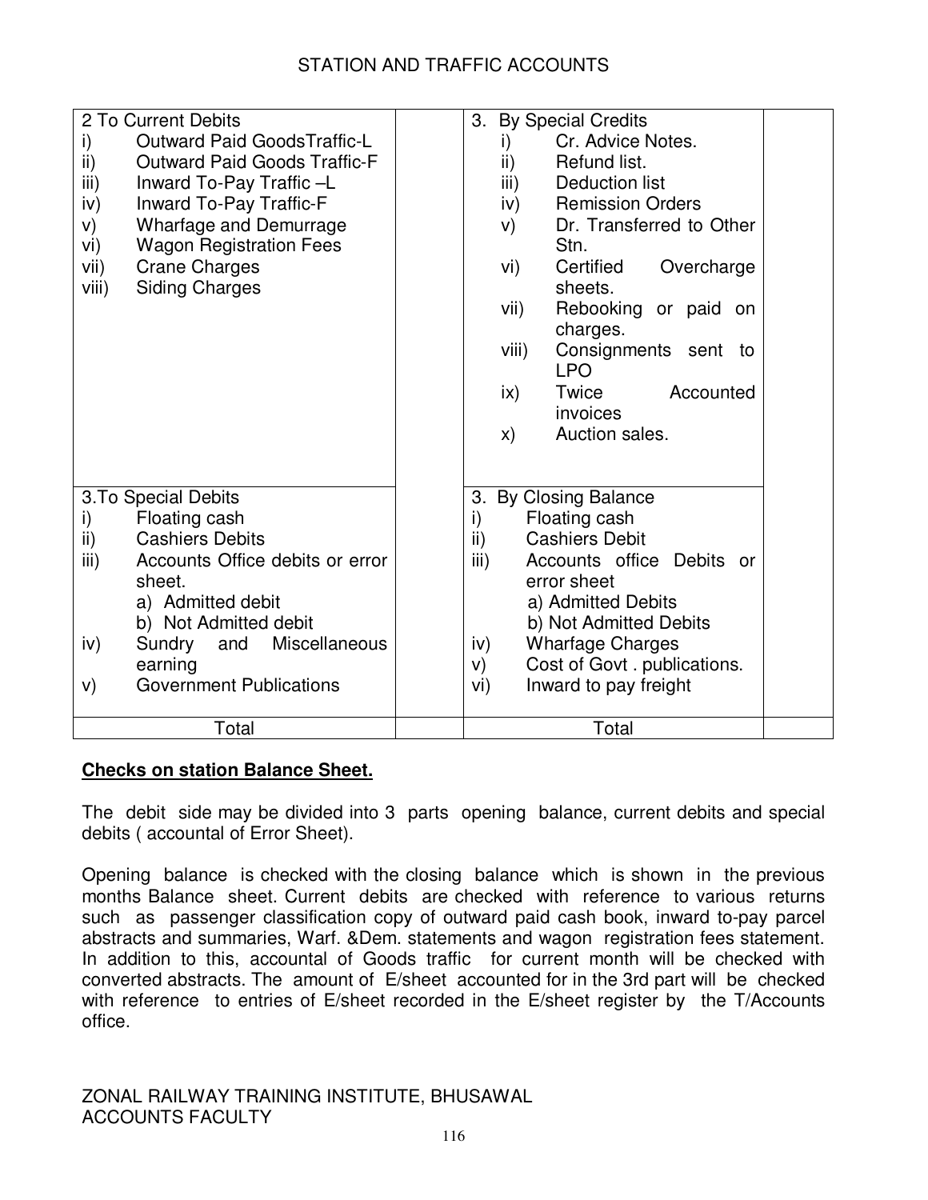| | | | |
|---|---|---|---|
| 2 To Current Debits<br>i) Outward Paid GoodsTraffic-L<br>ii) Outward Paid Goods Traffic-F<br>iii) Inward To-Pay Traffic –L<br>iv) Inward To-Pay Traffic-F<br>v) Wharfage and Demurrage<br>vi) Wagon Registration Fees<br>vii) Crane Charges<br>viii) Siding Charges | | 3. By Special Credits<br>i) Cr. Advice Notes.<br>ii) Refund list.<br>iii) Deduction list<br>iv) Remission Orders<br>v) Dr. Transferred to Other Stn.<br>vi) Certified Overcharge sheets.<br>vii) Rebooking or paid on charges.<br>viii) Consignments sent to LPO<br>ix) Twice Accounted invoices<br>x) Auction sales. | |
| 3.To Special Debits<br>i) Floating cash<br>ii) Cashiers Debits<br>iii) Accounts Office debits or error sheet.<br>a) Admitted debit<br>b) Not Admitted debit<br>iv) Sundry and Miscellaneous earning<br>v) Government Publications | | 3. By Closing Balance<br>i) Floating cash<br>ii) Cashiers Debit<br>iii) Accounts office Debits or error sheet<br>a) Admitted Debits<br>b) Not Admitted Debits<br>iv) Wharfage Charges<br>v) Cost of Govt . publications.<br>vi) Inward to pay freight | |
| Total | | Total | |

**<u>Checks on station Balance Sheet.</u>**

The debit side may be divided into 3 parts opening balance, current debits and special debits ( accountal of Error Sheet).

Opening balance is checked with the closing balance which is shown in the previous months Balance sheet. Current debits are checked with reference to various returns such as passenger classification copy of outward paid cash book, inward to-pay parcel abstracts and summaries, Warf. &Dem. statements and wagon registration fees statement. In addition to this, accountal of Goods traffic for current month will be checked with converted abstracts. The amount of E/sheet accounted for in the 3rd part will be checked with reference to entries of E/sheet recorded in the E/sheet register by the T/Accounts office.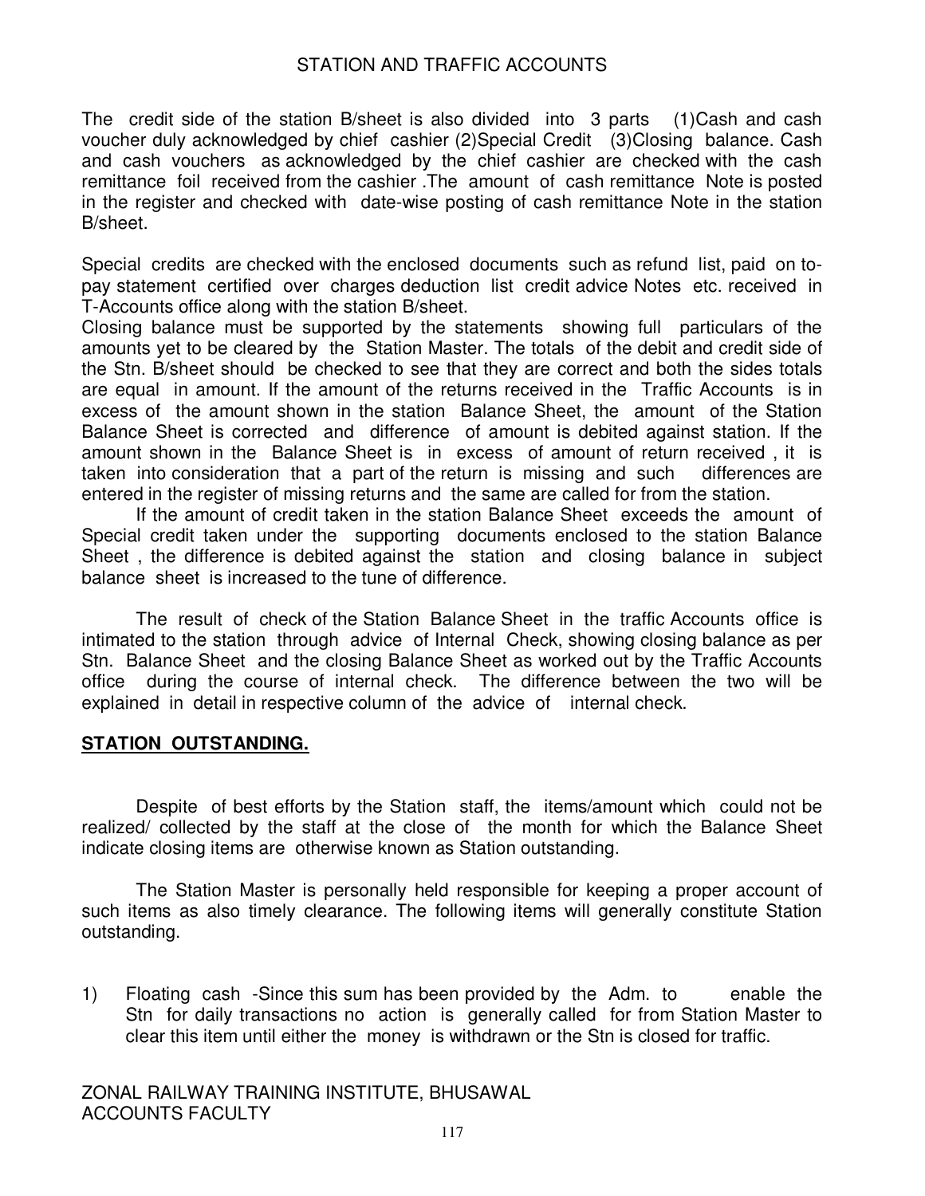The credit side of the station B/sheet is also divided into 3 parts (1)Cash and cash voucher duly acknowledged by chief cashier (2)Special Credit (3)Closing balance. Cash and cash vouchers as acknowledged by the chief cashier are checked with the cash remittance foil received from the cashier .The amount of cash remittance Note is posted in the register and checked with date-wise posting of cash remittance Note in the station B/sheet.

Special credits are checked with the enclosed documents such as refund list, paid on to-pay statement certified over charges deduction list credit advice Notes etc. received in T-Accounts office along with the station B/sheet.
Closing balance must be supported by the statements showing full particulars of the amounts yet to be cleared by the Station Master. The totals of the debit and credit side of the Stn. B/sheet should be checked to see that they are correct and both the sides totals are equal in amount. If the amount of the returns received in the Traffic Accounts is in excess of the amount shown in the station Balance Sheet, the amount of the Station Balance Sheet is corrected and difference of amount is debited against station. If the amount shown in the Balance Sheet is in excess of amount of return received , it is taken into consideration that a part of the return is missing and such differences are entered in the register of missing returns and the same are called for from the station.

If the amount of credit taken in the station Balance Sheet exceeds the amount of Special credit taken under the supporting documents enclosed to the station Balance Sheet , the difference is debited against the station and closing balance in subject balance sheet is increased to the tune of difference.

The result of check of the Station Balance Sheet in the traffic Accounts office is intimated to the station through advice of Internal Check, showing closing balance as per Stn. Balance Sheet and the closing Balance Sheet as worked out by the Traffic Accounts office during the course of internal check. The difference between the two will be explained in detail in respective column of the advice of internal check.

**STATION OUTSTANDING.**

Despite of best efforts by the Station staff, the items/amount which could not be realized/ collected by the staff at the close of the month for which the Balance Sheet indicate closing items are otherwise known as Station outstanding.

The Station Master is personally held responsible for keeping a proper account of such items as also timely clearance. The following items will generally constitute Station outstanding.

1) Floating cash -Since this sum has been provided by the Adm. to enable the Stn for daily transactions no action is generally called for from Station Master to clear this item until either the money is withdrawn or the Stn is closed for traffic.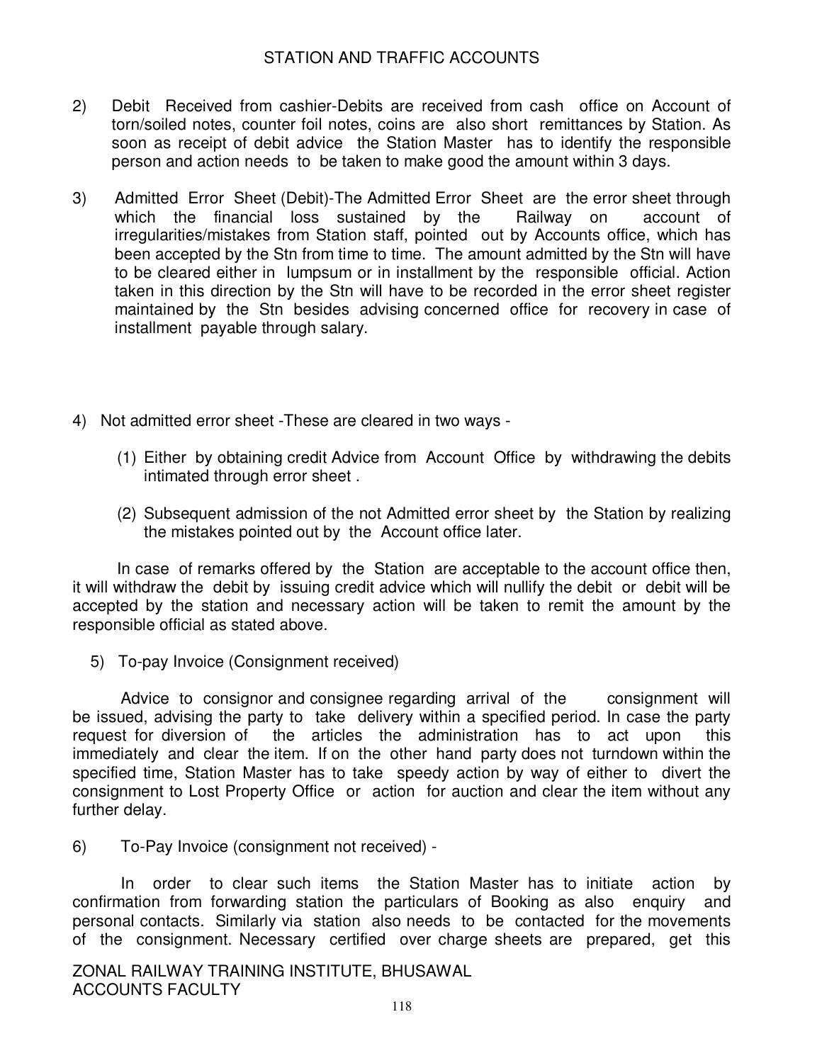2) Debit Received from cashier-Debits are received from cash office on Account of torn/soiled notes, counter foil notes, coins are also short remittances by Station. As soon as receipt of debit advice the Station Master has to identify the responsible person and action needs to be taken to make good the amount within 3 days.

3) Admitted Error Sheet (Debit)-The Admitted Error Sheet are the error sheet through which the financial loss sustained by the Railway on account of irregularities/mistakes from Station staff, pointed out by Accounts office, which has been accepted by the Stn from time to time. The amount admitted by the Stn will have to be cleared either in lumpsum or in installment by the responsible official. Action taken in this direction by the Stn will have to be recorded in the error sheet register maintained by the Stn besides advising concerned office for recovery in case of installment payable through salary.

4) Not admitted error sheet -These are cleared in two ways -

(1) Either by obtaining credit Advice from Account Office by withdrawing the debits intimated through error sheet .

(2) Subsequent admission of the not Admitted error sheet by the Station by realizing the mistakes pointed out by the Account office later.

In case of remarks offered by the Station are acceptable to the account office then, it will withdraw the debit by issuing credit advice which will nullify the debit or debit will be accepted by the station and necessary action will be taken to remit the amount by the responsible official as stated above.

5) To-pay Invoice (Consignment received)

Advice to consignor and consignee regarding arrival of the consignment will be issued, advising the party to take delivery within a specified period. In case the party request for diversion of the articles the administration has to act upon this immediately and clear the item. If on the other hand party does not turndown within the specified time, Station Master has to take speedy action by way of either to divert the consignment to Lost Property Office or action for auction and clear the item without any further delay.

6) To-Pay Invoice (consignment not received) -

In order to clear such items the Station Master has to initiate action by confirmation from forwarding station the particulars of Booking as also enquiry and personal contacts. Similarly via station also needs to be contacted for the movements of the consignment. Necessary certified over charge sheets are prepared, get this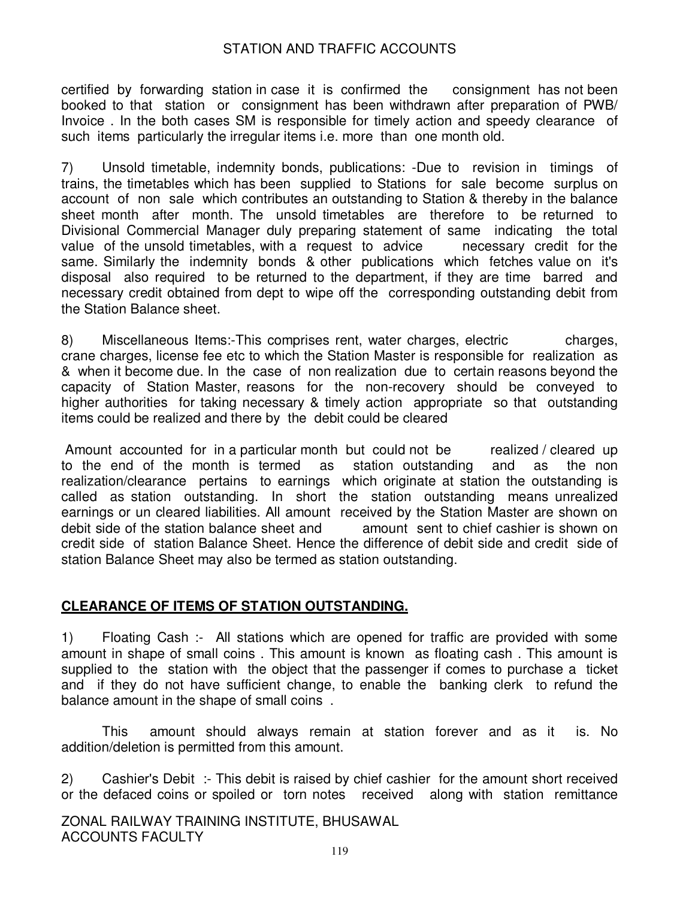certified by forwarding station in case it is confirmed the consignment has not been booked to that station or consignment has been withdrawn after preparation of PWB/ Invoice . In the both cases SM is responsible for timely action and speedy clearance of such items particularly the irregular items i.e. more than one month old.

7) Unsold timetable, indemnity bonds, publications: -Due to revision in timings of trains, the timetables which has been supplied to Stations for sale become surplus on account of non sale which contributes an outstanding to Station & thereby in the balance sheet month after month. The unsold timetables are therefore to be returned to Divisional Commercial Manager duly preparing statement of same indicating the total value of the unsold timetables, with a request to advice necessary credit for the same. Similarly the indemnity bonds & other publications which fetches value on it's disposal also required to be returned to the department, if they are time barred and necessary credit obtained from dept to wipe off the corresponding outstanding debit from the Station Balance sheet.

8) Miscellaneous Items:-This comprises rent, water charges, electric charges, crane charges, license fee etc to which the Station Master is responsible for realization as & when it become due. In the case of non realization due to certain reasons beyond the capacity of Station Master, reasons for the non-recovery should be conveyed to higher authorities for taking necessary & timely action appropriate so that outstanding items could be realized and there by the debit could be cleared

Amount accounted for in a particular month but could not be realized / cleared up to the end of the month is termed as station outstanding and as the non realization/clearance pertains to earnings which originate at station the outstanding is called as station outstanding. In short the station outstanding means unrealized earnings or un cleared liabilities. All amount received by the Station Master are shown on debit side of the station balance sheet and amount sent to chief cashier is shown on credit side of station Balance Sheet. Hence the difference of debit side and credit side of station Balance Sheet may also be termed as station outstanding.

## CLEARANCE OF ITEMS OF STATION OUTSTANDING.

1) Floating Cash :- All stations which are opened for traffic are provided with some amount in shape of small coins . This amount is known as floating cash . This amount is supplied to the station with the object that the passenger if comes to purchase a ticket and if they do not have sufficient change, to enable the banking clerk to refund the balance amount in the shape of small coins .

This amount should always remain at station forever and as it is. No addition/deletion is permitted from this amount.

2) Cashier's Debit :- This debit is raised by chief cashier for the amount short received or the defaced coins or spoiled or torn notes received along with station remittance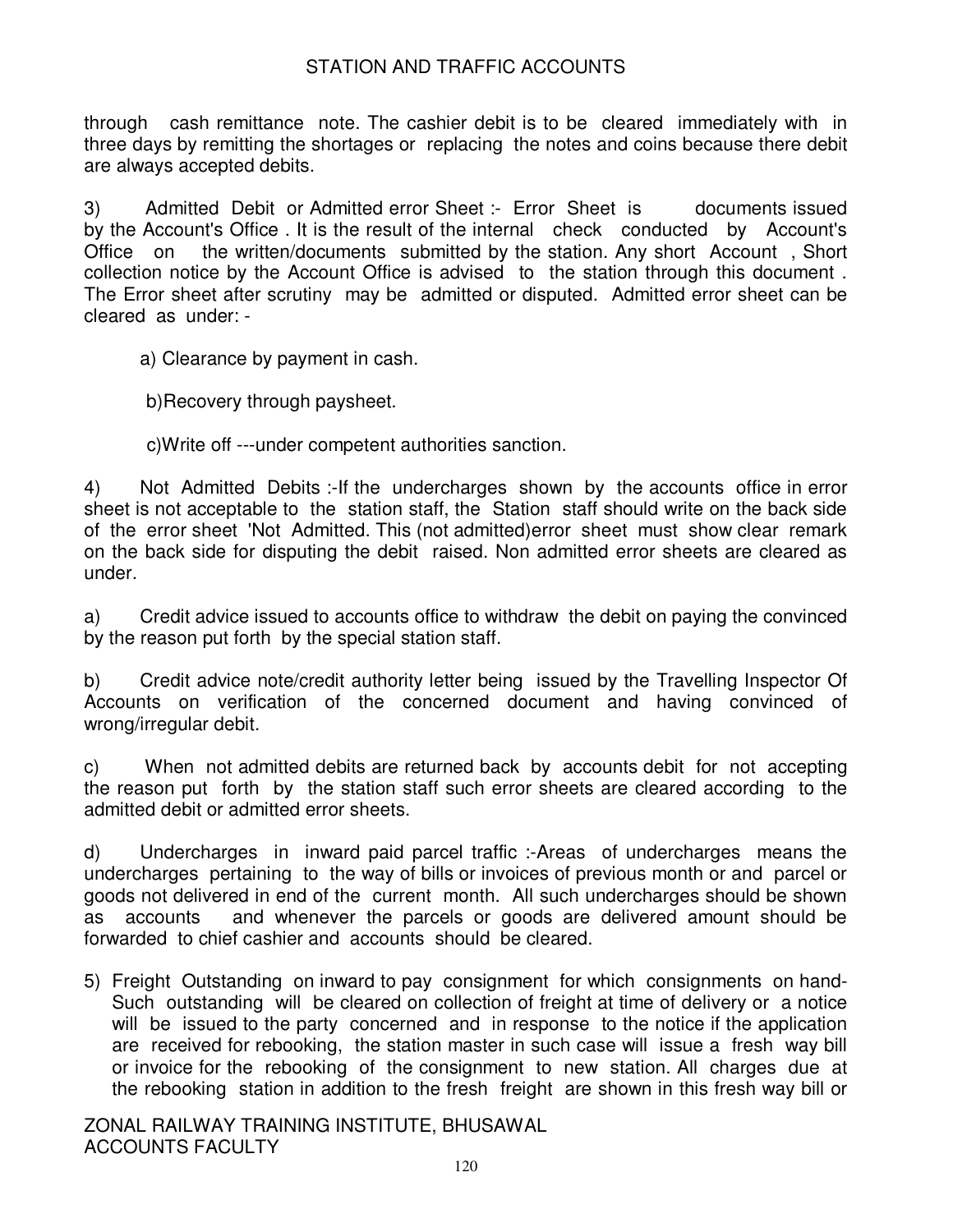through cash remittance note. The cashier debit is to be cleared immediately with in three days by remitting the shortages or replacing the notes and coins because there debit are always accepted debits.

3) Admitted Debit or Admitted error Sheet :- Error Sheet is documents issued by the Account's Office . It is the result of the internal check conducted by Account's Office on the written/documents submitted by the station. Any short Account , Short collection notice by the Account Office is advised to the station through this document . The Error sheet after scrutiny may be admitted or disputed. Admitted error sheet can be cleared as under: -

a) Clearance by payment in cash.

b)Recovery through paysheet.

c)Write off ---under competent authorities sanction.

4) Not Admitted Debits :-If the undercharges shown by the accounts office in error sheet is not acceptable to the station staff, the Station staff should write on the back side of the error sheet 'Not Admitted. This (not admitted)error sheet must show clear remark on the back side for disputing the debit raised. Non admitted error sheets are cleared as under.

a) Credit advice issued to accounts office to withdraw the debit on paying the convinced by the reason put forth by the special station staff.

b) Credit advice note/credit authority letter being issued by the Travelling Inspector Of Accounts on verification of the concerned document and having convinced of wrong/irregular debit.

c) When not admitted debits are returned back by accounts debit for not accepting the reason put forth by the station staff such error sheets are cleared according to the admitted debit or admitted error sheets.

d) Undercharges in inward paid parcel traffic :-Areas of undercharges means the undercharges pertaining to the way of bills or invoices of previous month or and parcel or goods not delivered in end of the current month. All such undercharges should be shown as accounts and whenever the parcels or goods are delivered amount should be forwarded to chief cashier and accounts should be cleared.

5) Freight Outstanding on inward to pay consignment for which consignments on hand- Such outstanding will be cleared on collection of freight at time of delivery or a notice will be issued to the party concerned and in response to the notice if the application are received for rebooking, the station master in such case will issue a fresh way bill or invoice for the rebooking of the consignment to new station. All charges due at the rebooking station in addition to the fresh freight are shown in this fresh way bill or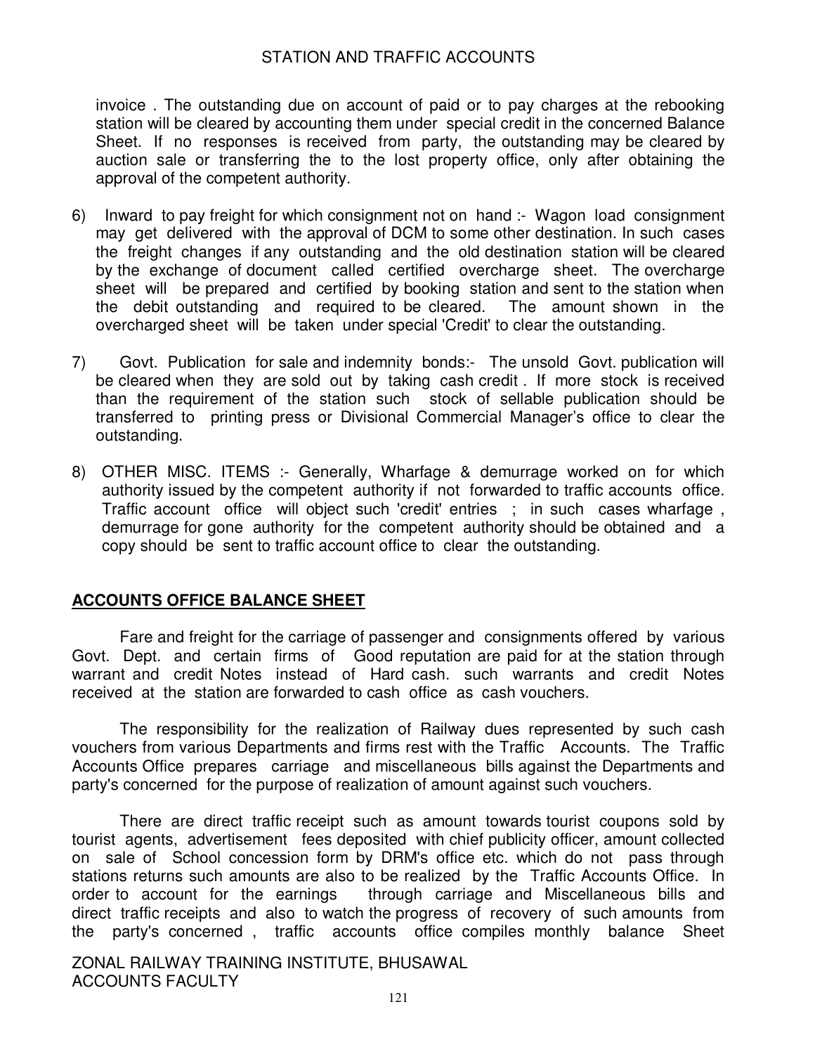invoice . The outstanding due on account of paid or to pay charges at the rebooking station will be cleared by accounting them under special credit in the concerned Balance Sheet. If no responses is received from party, the outstanding may be cleared by auction sale or transferring the to the lost property office, only after obtaining the approval of the competent authority.

6) Inward to pay freight for which consignment not on hand :- Wagon load consignment may get delivered with the approval of DCM to some other destination. In such cases the freight changes if any outstanding and the old destination station will be cleared by the exchange of document called certified overcharge sheet. The overcharge sheet will be prepared and certified by booking station and sent to the station when the debit outstanding and required to be cleared. The amount shown in the overcharged sheet will be taken under special 'Credit' to clear the outstanding.

7) Govt. Publication for sale and indemnity bonds:- The unsold Govt. publication will be cleared when they are sold out by taking cash credit . If more stock is received than the requirement of the station such stock of sellable publication should be transferred to printing press or Divisional Commercial Manager's office to clear the outstanding.

8) OTHER MISC. ITEMS :- Generally, Wharfage & demurrage worked on for which authority issued by the competent authority if not forwarded to traffic accounts office. Traffic account office will object such 'credit' entries ; in such cases wharfage , demurrage for gone authority for the competent authority should be obtained and a copy should be sent to traffic account office to clear the outstanding.

## ACCOUNTS OFFICE BALANCE SHEET

Fare and freight for the carriage of passenger and consignments offered by various Govt. Dept. and certain firms of Good reputation are paid for at the station through warrant and credit Notes instead of Hard cash. such warrants and credit Notes received at the station are forwarded to cash office as cash vouchers.

The responsibility for the realization of Railway dues represented by such cash vouchers from various Departments and firms rest with the Traffic Accounts. The Traffic Accounts Office prepares carriage and miscellaneous bills against the Departments and party's concerned for the purpose of realization of amount against such vouchers.

There are direct traffic receipt such as amount towards tourist coupons sold by tourist agents, advertisement fees deposited with chief publicity officer, amount collected on sale of School concession form by DRM's office etc. which do not pass through stations returns such amounts are also to be realized by the Traffic Accounts Office. In order to account for the earnings through carriage and Miscellaneous bills and direct traffic receipts and also to watch the progress of recovery of such amounts from the party's concerned , traffic accounts office compiles monthly balance Sheet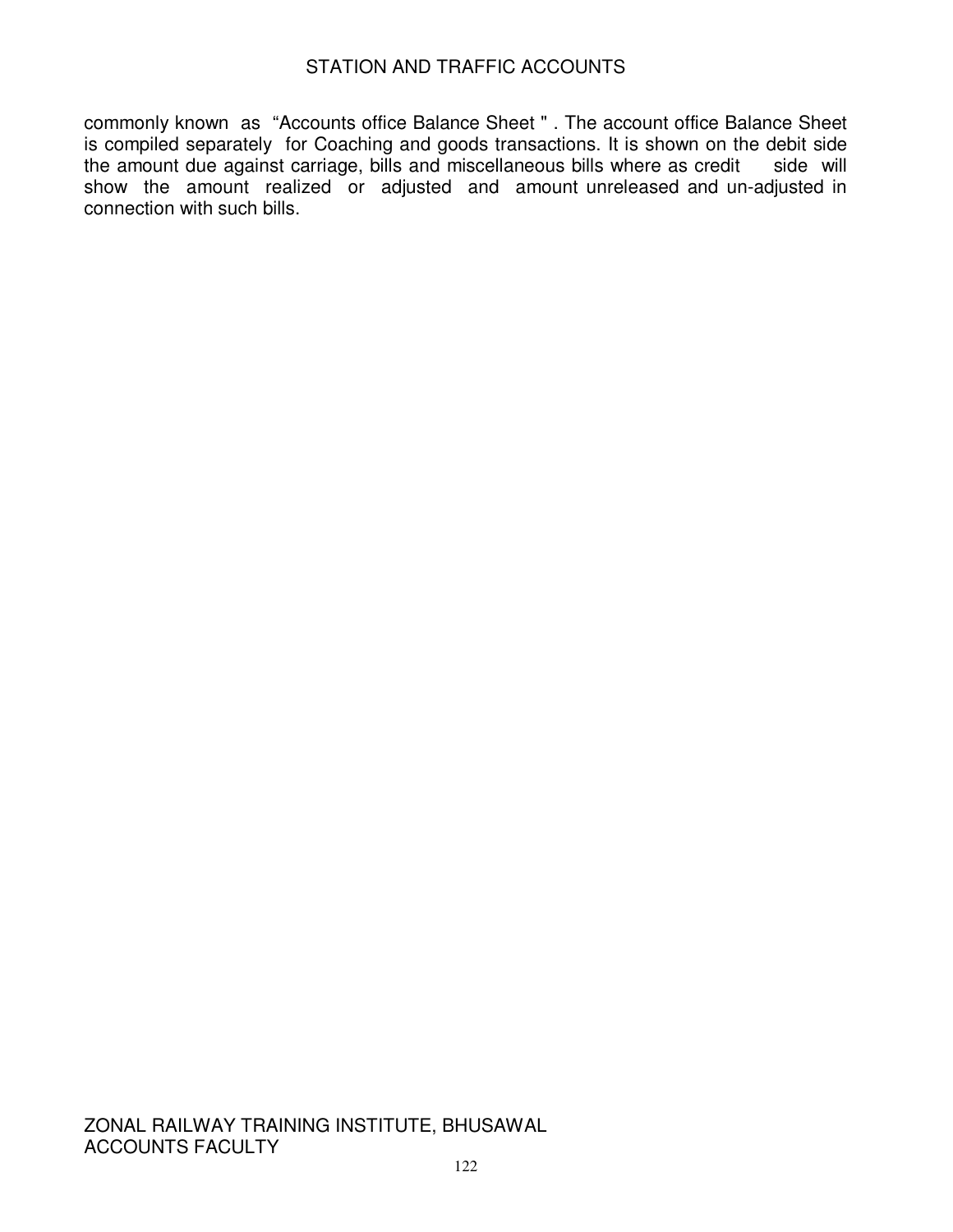commonly known as "Accounts office Balance Sheet " . The account office Balance Sheet is compiled separately for Coaching and goods transactions. It is shown on the debit side the amount due against carriage, bills and miscellaneous bills where as credit side will show the amount realized or adjusted and amount unreleased and un-adjusted in connection with such bills.